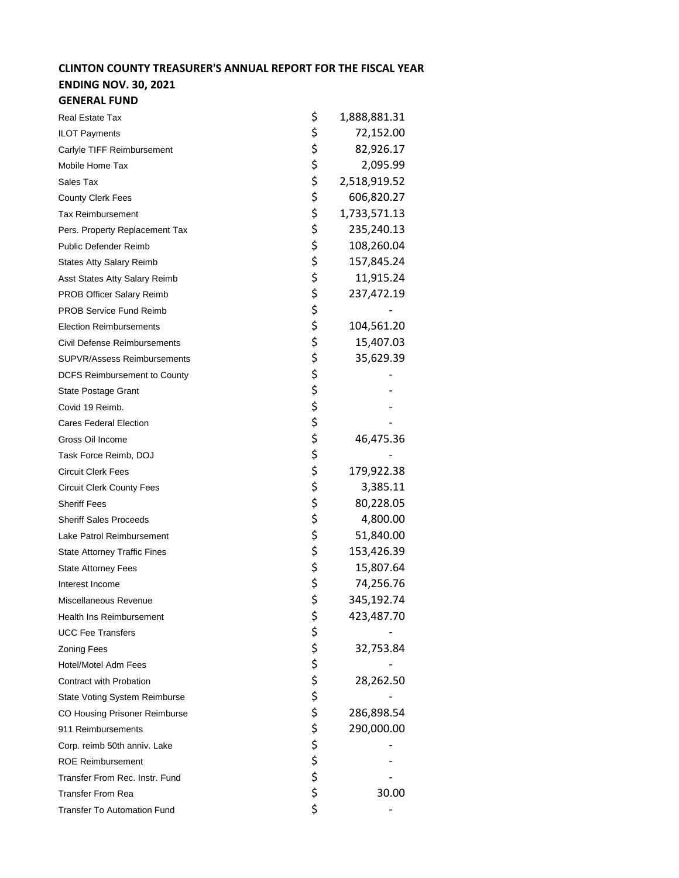**CLINTON COUNTY TREASURER'S ANNUAL REPORT FOR THE FISCAL YEAR ENDING NOV. 30, 2021**

**GENERAL FUND**

| | |
|---|---|
| Real Estate Tax | $ 1,888,881.31 |
| ILOT Payments | $ 72,152.00 |
| Carlyle TIFF Reimbursement | $ 82,926.17 |
| Mobile Home Tax | $ 2,095.99 |
| Sales Tax | $ 2,518,919.52 |
| County Clerk Fees | $ 606,820.27 |
| Tax Reimbursement | $ 1,733,571.13 |
| Pers. Property Replacement Tax | $ 235,240.13 |
| Public Defender Reimb | $ 108,260.04 |
| States Atty Salary Reimb | $ 157,845.24 |
| Asst States Atty Salary Reimb | $ 11,915.24 |
| PROB Officer Salary Reimb | $ 237,472.19 |
| PROB Service Fund Reimb | $ - |
| Election Reimbursements | $ 104,561.20 |
| Civil Defense Reimbursements | $ 15,407.03 |
| SUPVR/Assess Reimbursements | $ 35,629.39 |
| DCFS Reimbursement to County | $ - |
| State Postage Grant | $ - |
| Covid 19 Reimb. | $ - |
| Cares Federal Election | $ - |
| Gross Oil Income | $ 46,475.36 |
| Task Force Reimb, DOJ | $ - |
| Circuit Clerk Fees | $ 179,922.38 |
| Circuit Clerk County Fees | $ 3,385.11 |
| Sheriff Fees | $ 80,228.05 |
| Sheriff Sales Proceeds | $ 4,800.00 |
| Lake Patrol Reimbursement | $ 51,840.00 |
| State Attorney Traffic Fines | $ 153,426.39 |
| State Attorney Fees | $ 15,807.64 |
| Interest Income | $ 74,256.76 |
| Miscellaneous Revenue | $ 345,192.74 |
| Health Ins Reimbursement | $ 423,487.70 |
| UCC Fee Transfers | $ - |
| Zoning Fees | $ 32,753.84 |
| Hotel/Motel Adm Fees | $ - |
| Contract with Probation | $ 28,262.50 |
| State Voting System Reimburse | $ - |
| CO Housing Prisoner Reimburse | $ 286,898.54 |
| 911 Reimbursements | $ 290,000.00 |
| Corp. reimb 50th anniv. Lake | $ - |
| ROE Reimbursement | $ - |
| Transfer From Rec. Instr. Fund | $ - |
| Transfer From Rea | $ 30.00 |
| Transfer To Automation Fund | $ - |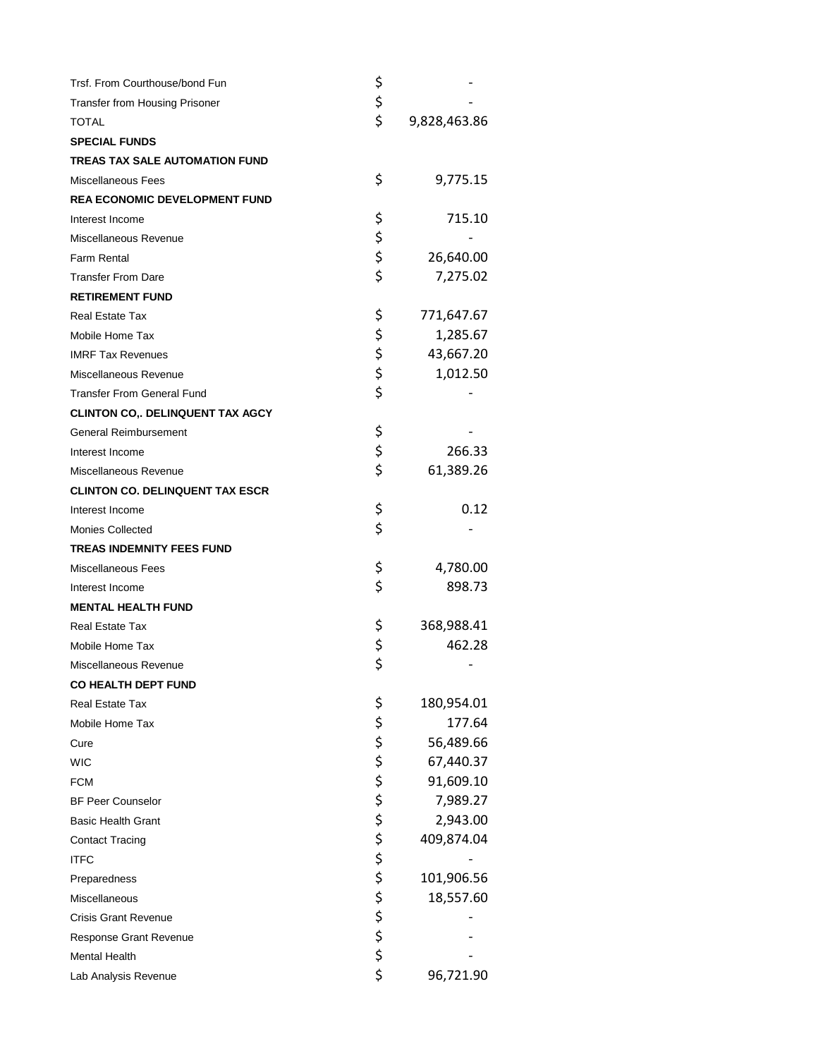| | | |
|---|---|---|
| Trsf. From Courthouse/bond Fun | $ | - |
| Transfer from Housing Prisoner | $ | - |
| TOTAL | $ | 9,828,463.86 |
| **SPECIAL FUNDS** | | |
| **TREAS TAX SALE AUTOMATION FUND** | | |
| Miscellaneous Fees | $ | 9,775.15 |
| **REA ECONOMIC DEVELOPMENT FUND** | | |
| Interest Income | $ | 715.10 |
| Miscellaneous Revenue | $ | - |
| Farm Rental | $ | 26,640.00 |
| Transfer From Dare | $ | 7,275.02 |
| **RETIREMENT FUND** | | |
| Real Estate Tax | $ | 771,647.67 |
| Mobile Home Tax | $ | 1,285.67 |
| IMRF Tax Revenues | $ | 43,667.20 |
| Miscellaneous Revenue | $ | 1,012.50 |
| Transfer From General Fund | $ | - |
| **CLINTON CO,. DELINQUENT TAX AGCY** | | |
| General Reimbursement | $ | - |
| Interest Income | $ | 266.33 |
| Miscellaneous Revenue | $ | 61,389.26 |
| **CLINTON CO. DELINQUENT TAX ESCR** | | |
| Interest Income | $ | 0.12 |
| Monies Collected | $ | - |
| **TREAS INDEMNITY FEES FUND** | | |
| Miscellaneous Fees | $ | 4,780.00 |
| Interest Income | $ | 898.73 |
| **MENTAL HEALTH FUND** | | |
| Real Estate Tax | $ | 368,988.41 |
| Mobile Home Tax | $ | 462.28 |
| Miscellaneous Revenue | $ | - |
| **CO HEALTH DEPT FUND** | | |
| Real Estate Tax | $ | 180,954.01 |
| Mobile Home Tax | $ | 177.64 |
| Cure | $ | 56,489.66 |
| WIC | $ | 67,440.37 |
| FCM | $ | 91,609.10 |
| BF Peer Counselor | $ | 7,989.27 |
| Basic Health Grant | $ | 2,943.00 |
| Contact Tracing | $ | 409,874.04 |
| ITFC | $ | - |
| Preparedness | $ | 101,906.56 |
| Miscellaneous | $ | 18,557.60 |
| Crisis Grant Revenue | $ | - |
| Response Grant Revenue | $ | - |
| Mental Health | $ | - |
| Lab Analysis Revenue | $ | 96,721.90 |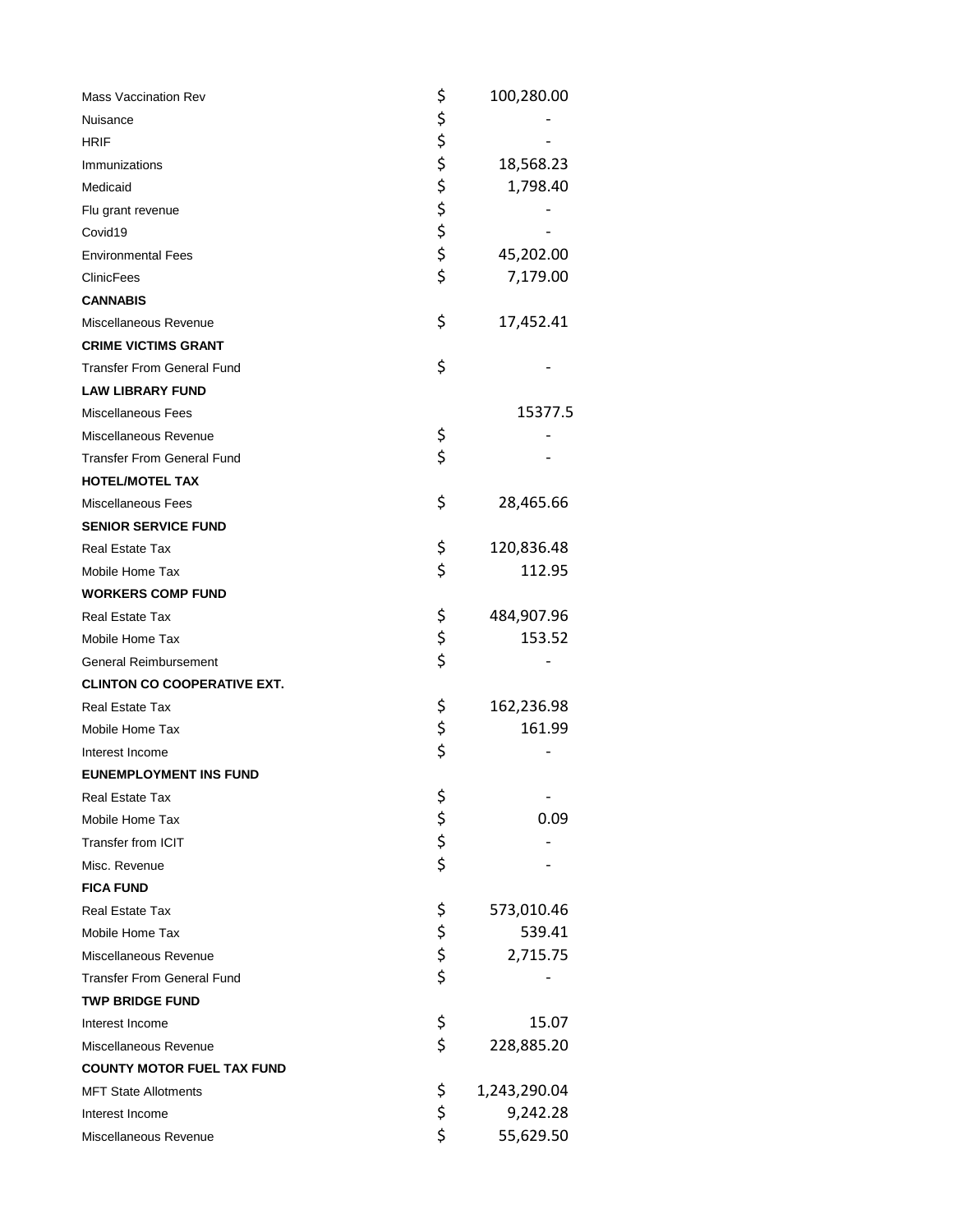| | | |
|---|---|---|
| Mass Vaccination Rev | $ | 100,280.00 |
| Nuisance | $ | - |
| HRIF | $ | - |
| Immunizations | $ | 18,568.23 |
| Medicaid | $ | 1,798.40 |
| Flu grant revenue | $ | - |
| Covid19 | $ | - |
| Environmental Fees | $ | 45,202.00 |
| ClinicFees | $ | 7,179.00 |
| **CANNABIS** | | |
| Miscellaneous Revenue | $ | 17,452.41 |
| **CRIME VICTIMS GRANT** | | |
| Transfer From General Fund | $ | - |
| **LAW LIBRARY FUND** | | |
| Miscellaneous Fees | | 15377.5 |
| Miscellaneous Revenue | $ | - |
| Transfer From General Fund | $ | - |
| **HOTEL/MOTEL TAX** | | |
| Miscellaneous Fees | $ | 28,465.66 |
| **SENIOR SERVICE FUND** | | |
| Real Estate Tax | $ | 120,836.48 |
| Mobile Home Tax | $ | 112.95 |
| **WORKERS COMP FUND** | | |
| Real Estate Tax | $ | 484,907.96 |
| Mobile Home Tax | $ | 153.52 |
| General Reimbursement | $ | - |
| **CLINTON CO COOPERATIVE EXT.** | | |
| Real Estate Tax | $ | 162,236.98 |
| Mobile Home Tax | $ | 161.99 |
| Interest Income | $ | - |
| **EUNEMPLOYMENT INS FUND** | | |
| Real Estate Tax | $ | - |
| Mobile Home Tax | $ | 0.09 |
| Transfer from ICIT | $ | - |
| Misc. Revenue | $ | - |
| **FICA FUND** | | |
| Real Estate Tax | $ | 573,010.46 |
| Mobile Home Tax | $ | 539.41 |
| Miscellaneous Revenue | $ | 2,715.75 |
| Transfer From General Fund | $ | - |
| **TWP BRIDGE FUND** | | |
| Interest Income | $ | 15.07 |
| Miscellaneous Revenue | $ | 228,885.20 |
| **COUNTY MOTOR FUEL TAX FUND** | | |
| MFT State Allotments | $ | 1,243,290.04 |
| Interest Income | $ | 9,242.28 |
| Miscellaneous Revenue | $ | 55,629.50 |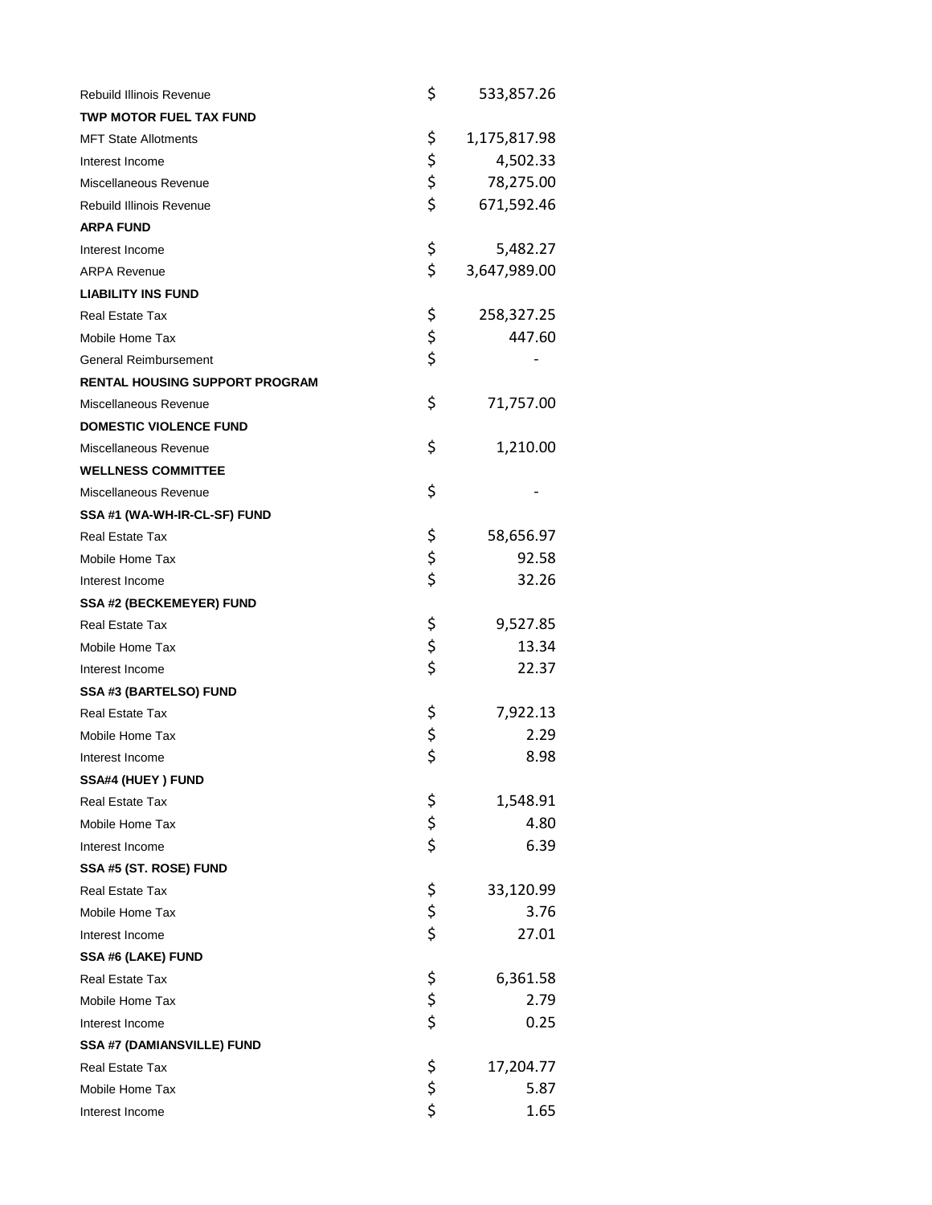| | | |
|---|---|---|
| Rebuild Illinois Revenue | $ | 533,857.26 |
| **TWP MOTOR FUEL TAX FUND** | | |
| MFT State Allotments | $ | 1,175,817.98 |
| Interest Income | $ | 4,502.33 |
| Miscellaneous Revenue | $ | 78,275.00 |
| Rebuild Illinois Revenue | $ | 671,592.46 |
| **ARPA FUND** | | |
| Interest Income | $ | 5,482.27 |
| ARPA Revenue | $ | 3,647,989.00 |
| **LIABILITY INS FUND** | | |
| Real Estate Tax | $ | 258,327.25 |
| Mobile Home Tax | $ | 447.60 |
| General Reimbursement | $ | - |
| **RENTAL HOUSING SUPPORT PROGRAM** | | |
| Miscellaneous Revenue | $ | 71,757.00 |
| **DOMESTIC VIOLENCE FUND** | | |
| Miscellaneous Revenue | $ | 1,210.00 |
| **WELLNESS COMMITTEE** | | |
| Miscellaneous Revenue | $ | - |
| **SSA #1 (WA-WH-IR-CL-SF) FUND** | | |
| Real Estate Tax | $ | 58,656.97 |
| Mobile Home Tax | $ | 92.58 |
| Interest Income | $ | 32.26 |
| **SSA #2 (BECKEMEYER) FUND** | | |
| Real Estate Tax | $ | 9,527.85 |
| Mobile Home Tax | $ | 13.34 |
| Interest Income | $ | 22.37 |
| **SSA #3 (BARTELSO) FUND** | | |
| Real Estate Tax | $ | 7,922.13 |
| Mobile Home Tax | $ | 2.29 |
| Interest Income | $ | 8.98 |
| **SSA#4 (HUEY ) FUND** | | |
| Real Estate Tax | $ | 1,548.91 |
| Mobile Home Tax | $ | 4.80 |
| Interest Income | $ | 6.39 |
| **SSA #5 (ST. ROSE) FUND** | | |
| Real Estate Tax | $ | 33,120.99 |
| Mobile Home Tax | $ | 3.76 |
| Interest Income | $ | 27.01 |
| **SSA #6 (LAKE) FUND** | | |
| Real Estate Tax | $ | 6,361.58 |
| Mobile Home Tax | $ | 2.79 |
| Interest Income | $ | 0.25 |
| **SSA #7 (DAMIANSVILLE) FUND** | | |
| Real Estate Tax | $ | 17,204.77 |
| Mobile Home Tax | $ | 5.87 |
| Interest Income | $ | 1.65 |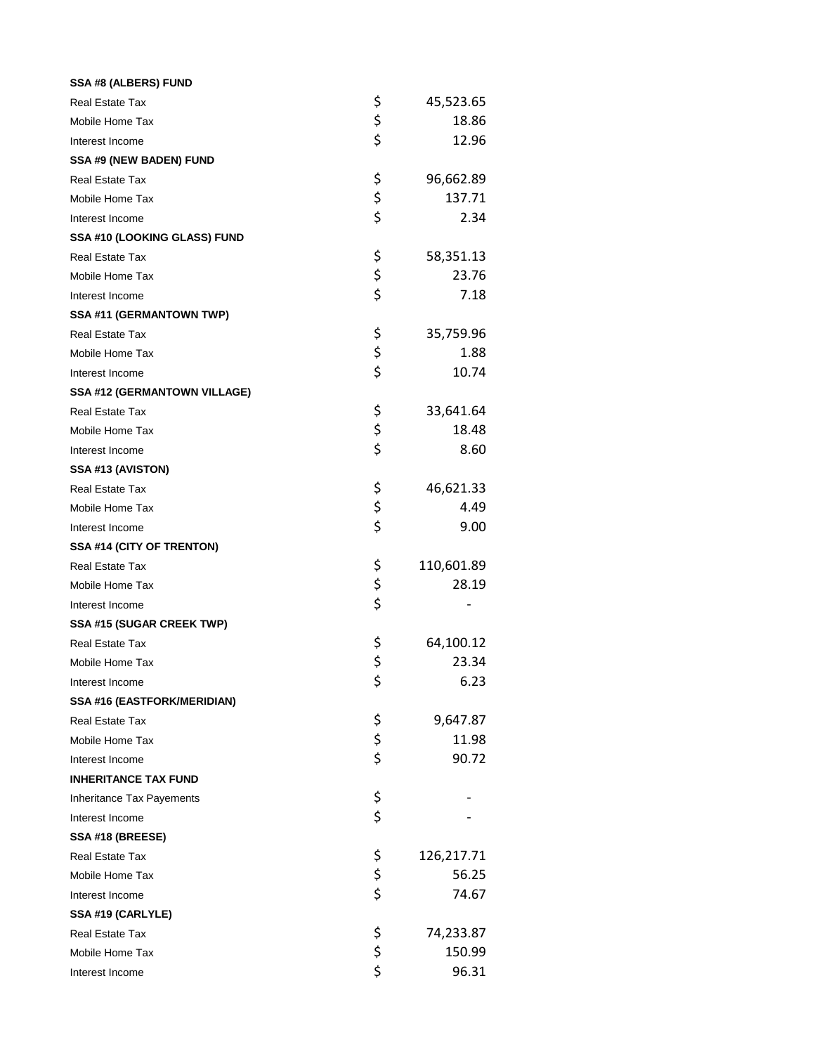| | | |
|---|---|---|
| **SSA #8 (ALBERS) FUND** | | |
| Real Estate Tax | $ | 45,523.65 |
| Mobile Home Tax | $ | 18.86 |
| Interest Income | $ | 12.96 |
| **SSA #9 (NEW BADEN) FUND** | | |
| Real Estate Tax | $ | 96,662.89 |
| Mobile Home Tax | $ | 137.71 |
| Interest Income | $ | 2.34 |
| **SSA #10 (LOOKING GLASS) FUND** | | |
| Real Estate Tax | $ | 58,351.13 |
| Mobile Home Tax | $ | 23.76 |
| Interest Income | $ | 7.18 |
| **SSA #11 (GERMANTOWN TWP)** | | |
| Real Estate Tax | $ | 35,759.96 |
| Mobile Home Tax | $ | 1.88 |
| Interest Income | $ | 10.74 |
| **SSA #12 (GERMANTOWN VILLAGE)** | | |
| Real Estate Tax | $ | 33,641.64 |
| Mobile Home Tax | $ | 18.48 |
| Interest Income | $ | 8.60 |
| **SSA #13 (AVISTON)** | | |
| Real Estate Tax | $ | 46,621.33 |
| Mobile Home Tax | $ | 4.49 |
| Interest Income | $ | 9.00 |
| **SSA #14 (CITY OF TRENTON)** | | |
| Real Estate Tax | $ | 110,601.89 |
| Mobile Home Tax | $ | 28.19 |
| Interest Income | $ | - |
| **SSA #15 (SUGAR CREEK TWP)** | | |
| Real Estate Tax | $ | 64,100.12 |
| Mobile Home Tax | $ | 23.34 |
| Interest Income | $ | 6.23 |
| **SSA #16 (EASTFORK/MERIDIAN)** | | |
| Real Estate Tax | $ | 9,647.87 |
| Mobile Home Tax | $ | 11.98 |
| Interest Income | $ | 90.72 |
| **INHERITANCE TAX FUND** | | |
| Inheritance Tax Payements | $ | - |
| Interest Income | $ | - |
| **SSA #18 (BREESE)** | | |
| Real Estate Tax | $ | 126,217.71 |
| Mobile Home Tax | $ | 56.25 |
| Interest Income | $ | 74.67 |
| **SSA #19 (CARLYLE)** | | |
| Real Estate Tax | $ | 74,233.87 |
| Mobile Home Tax | $ | 150.99 |
| Interest Income | $ | 96.31 |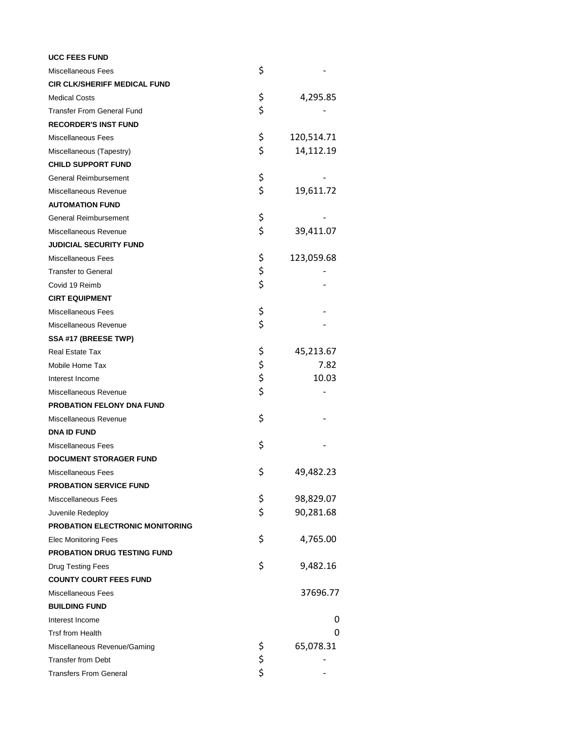| | |
|---|---|
| **UCC FEES FUND** | |
| Miscellaneous Fees | $ - |
| **CIR CLK/SHERIFF MEDICAL FUND** | |
| Medical Costs | $ 4,295.85 |
| Transfer From General Fund | $ - |
| **RECORDER'S INST FUND** | |
| Miscellaneous Fees | $ 120,514.71 |
| Miscellaneous (Tapestry) | $ 14,112.19 |
| **CHILD SUPPORT FUND** | |
| General Reimbursement | $ - |
| Miscellaneous Revenue | $ 19,611.72 |
| **AUTOMATION FUND** | |
| General Reimbursement | $ - |
| Miscellaneous Revenue | $ 39,411.07 |
| **JUDICIAL SECURITY FUND** | |
| Miscellaneous Fees | $ 123,059.68 |
| Transfer to General | $ - |
| Covid 19 Reimb | $ - |
| **CIRT EQUIPMENT** | |
| Miscellaneous Fees | $ - |
| Miscellaneous Revenue | $ - |
| **SSA #17 (BREESE TWP)** | |
| Real Estate Tax | $ 45,213.67 |
| Mobile Home Tax | $ 7.82 |
| Interest Income | $ 10.03 |
| Miscellaneous Revenue | $ - |
| **PROBATION FELONY DNA FUND** | |
| Miscellaneous Revenue | $ - |
| **DNA ID FUND** | |
| Miscellaneous Fees | $ - |
| **DOCUMENT STORAGER FUND** | |
| Miscellaneous Fees | $ 49,482.23 |
| **PROBATION SERVICE FUND** | |
| Misccellaneous Fees | $ 98,829.07 |
| Juvenile Redeploy | $ 90,281.68 |
| **PROBATION ELECTRONIC MONITORING** | |
| Elec Monitoring Fees | $ 4,765.00 |
| **PROBATION DRUG TESTING FUND** | |
| Drug Testing Fees | $ 9,482.16 |
| **COUNTY COURT FEES FUND** | |
| Miscellaneous Fees | 37696.77 |
| **BUILDING FUND** | |
| Interest Income | 0 |
| Trsf from Health | 0 |
| Miscellaneous Revenue/Gaming | $ 65,078.31 |
| Transfer from Debt | $ - |
| Transfers From General | $ - |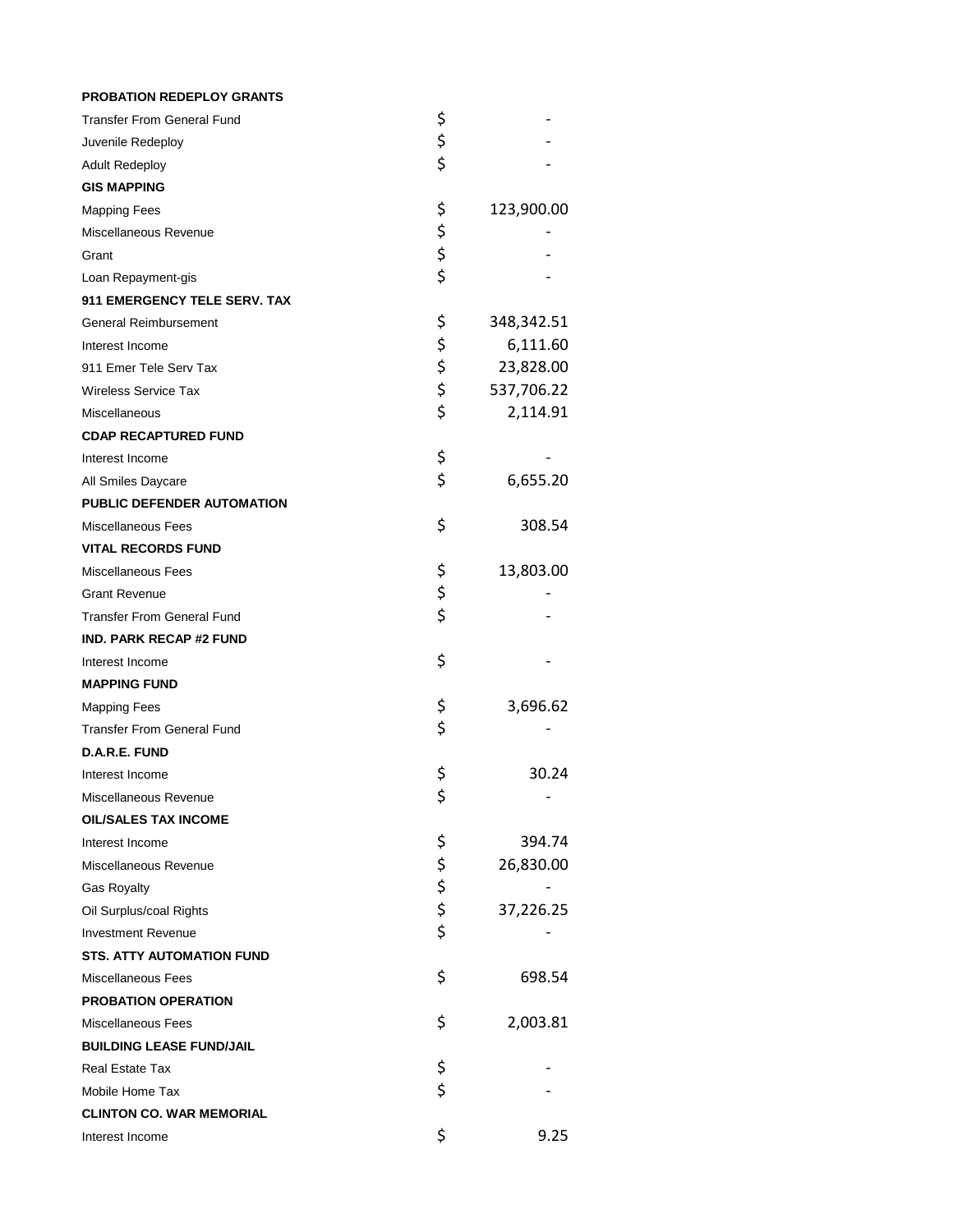| | |
|---|---|
| **PROBATION REDEPLOY GRANTS** | |
| Transfer From General Fund | $ - |
| Juvenile Redeploy | $ - |
| Adult Redeploy | $ - |
| **GIS MAPPING** | |
| Mapping Fees | $ 123,900.00 |
| Miscellaneous Revenue | $ - |
| Grant | $ - |
| Loan Repayment-gis | $ - |
| **911 EMERGENCY TELE SERV. TAX** | |
| General Reimbursement | $ 348,342.51 |
| Interest Income | $ 6,111.60 |
| 911 Emer Tele Serv Tax | $ 23,828.00 |
| Wireless Service Tax | $ 537,706.22 |
| Miscellaneous | $ 2,114.91 |
| **CDAP RECAPTURED FUND** | |
| Interest Income | $ - |
| All Smiles Daycare | $ 6,655.20 |
| **PUBLIC DEFENDER AUTOMATION** | |
| Miscellaneous Fees | $ 308.54 |
| **VITAL RECORDS FUND** | |
| Miscellaneous Fees | $ 13,803.00 |
| Grant Revenue | $ - |
| Transfer From General Fund | $ - |
| **IND. PARK RECAP #2 FUND** | |
| Interest Income | $ - |
| **MAPPING FUND** | |
| Mapping Fees | $ 3,696.62 |
| Transfer From General Fund | $ - |
| **D.A.R.E. FUND** | |
| Interest Income | $ 30.24 |
| Miscellaneous Revenue | $ - |
| **OIL/SALES TAX INCOME** | |
| Interest Income | $ 394.74 |
| Miscellaneous Revenue | $ 26,830.00 |
| Gas Royalty | $ - |
| Oil Surplus/coal Rights | $ 37,226.25 |
| Investment Revenue | $ - |
| **STS. ATTY AUTOMATION FUND** | |
| Miscellaneous Fees | $ 698.54 |
| **PROBATION OPERATION** | |
| Miscellaneous Fees | $ 2,003.81 |
| **BUILDING LEASE FUND/JAIL** | |
| Real Estate Tax | $ - |
| Mobile Home Tax | $ - |
| **CLINTON CO. WAR MEMORIAL** | |
| Interest Income | $ 9.25 |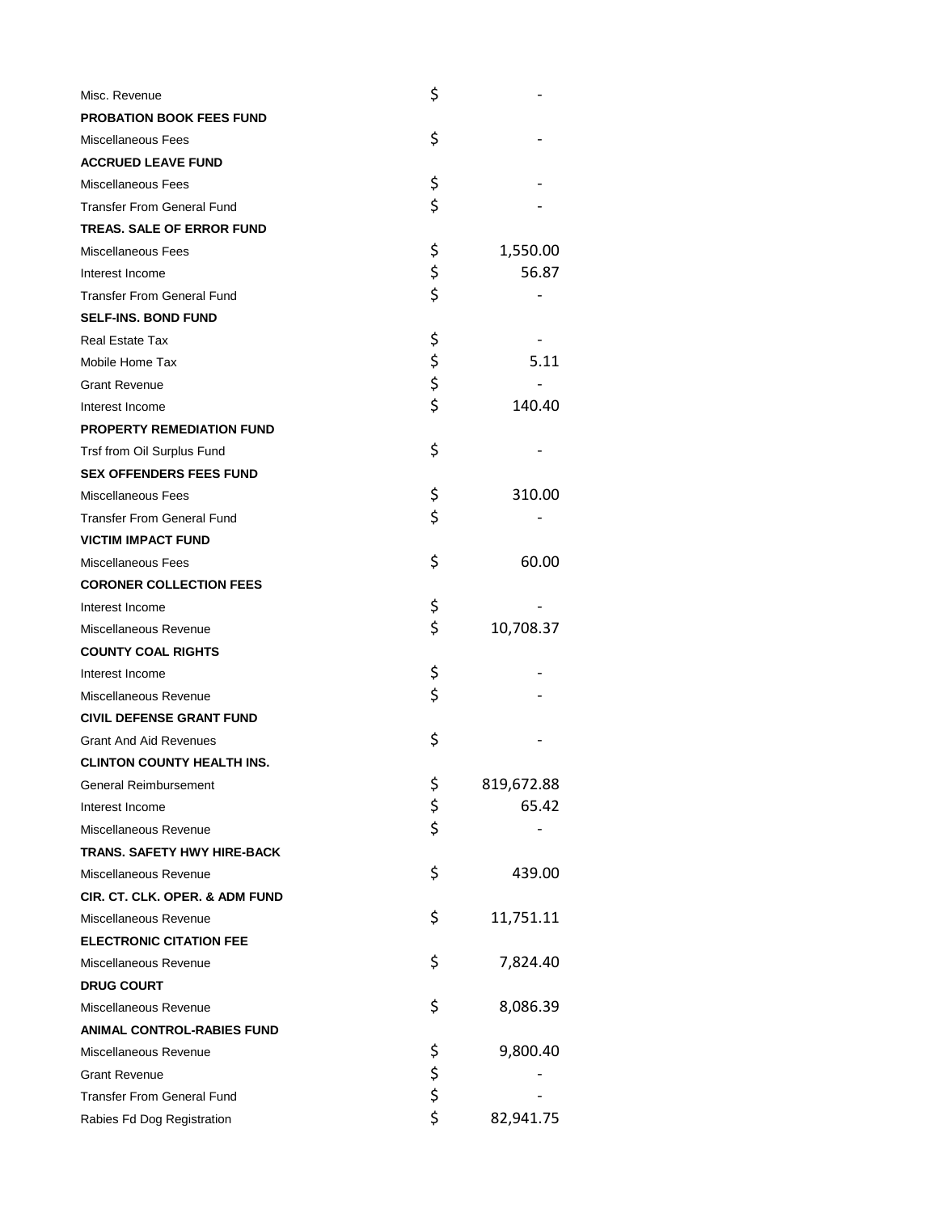| | | |
|---|---|---|
| Misc. Revenue | $ | - |
| **PROBATION BOOK FEES FUND** | | |
| Miscellaneous Fees | $ | - |
| **ACCRUED LEAVE FUND** | | |
| Miscellaneous Fees | $ | - |
| Transfer From General Fund | $ | - |
| **TREAS. SALE OF ERROR FUND** | | |
| Miscellaneous Fees | $ | 1,550.00 |
| Interest Income | $ | 56.87 |
| Transfer From General Fund | $ | - |
| **SELF-INS. BOND FUND** | | |
| Real Estate Tax | $ | - |
| Mobile Home Tax | $ | 5.11 |
| Grant Revenue | $ | - |
| Interest Income | $ | 140.40 |
| **PROPERTY REMEDIATION FUND** | | |
| Trsf from Oil Surplus Fund | $ | - |
| **SEX OFFENDERS FEES FUND** | | |
| Miscellaneous Fees | $ | 310.00 |
| Transfer From General Fund | $ | - |
| **VICTIM IMPACT FUND** | | |
| Miscellaneous Fees | $ | 60.00 |
| **CORONER COLLECTION FEES** | | |
| Interest Income | $ | - |
| Miscellaneous Revenue | $ | 10,708.37 |
| **COUNTY COAL RIGHTS** | | |
| Interest Income | $ | - |
| Miscellaneous Revenue | $ | - |
| **CIVIL DEFENSE GRANT FUND** | | |
| Grant And Aid Revenues | $ | - |
| **CLINTON COUNTY HEALTH INS.** | | |
| General Reimbursement | $ | 819,672.88 |
| Interest Income | $ | 65.42 |
| Miscellaneous Revenue | $ | - |
| **TRANS. SAFETY HWY HIRE-BACK** | | |
| Miscellaneous Revenue | $ | 439.00 |
| **CIR. CT. CLK. OPER. & ADM FUND** | | |
| Miscellaneous Revenue | $ | 11,751.11 |
| **ELECTRONIC CITATION FEE** | | |
| Miscellaneous Revenue | $ | 7,824.40 |
| **DRUG COURT** | | |
| Miscellaneous Revenue | $ | 8,086.39 |
| **ANIMAL CONTROL-RABIES FUND** | | |
| Miscellaneous Revenue | $ | 9,800.40 |
| Grant Revenue | $ | - |
| Transfer From General Fund | $ | - |
| Rabies Fd Dog Registration | $ | 82,941.75 |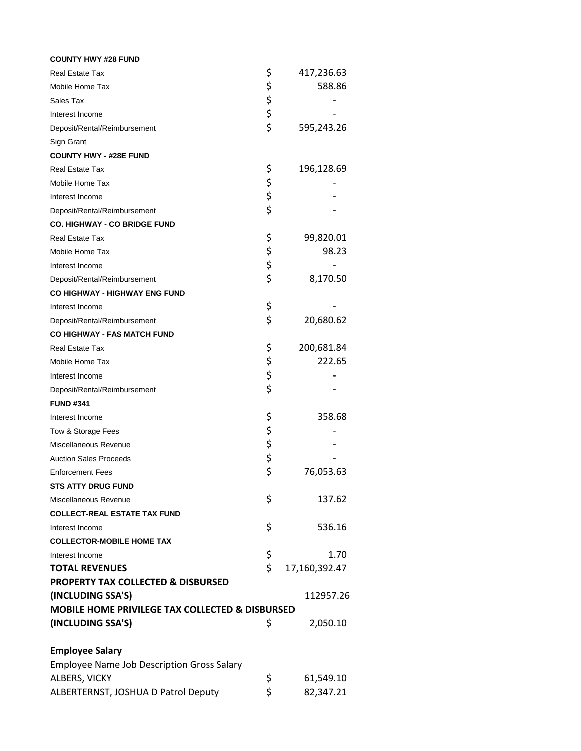| | |
|---|---|
| **COUNTY HWY #28 FUND** | |
| Real Estate Tax | $ 417,236.63 |
| Mobile Home Tax | $ 588.86 |
| Sales Tax | $ - |
| Interest Income | $ - |
| Deposit/Rental/Reimbursement | $ 595,243.26 |
| Sign Grant | |
| **COUNTY HWY - #28E FUND** | |
| Real Estate Tax | $ 196,128.69 |
| Mobile Home Tax | $ - |
| Interest Income | $ - |
| Deposit/Rental/Reimbursement | $ - |
| **CO. HIGHWAY - CO BRIDGE FUND** | |
| Real Estate Tax | $ 99,820.01 |
| Mobile Home Tax | $ 98.23 |
| Interest Income | $ - |
| Deposit/Rental/Reimbursement | $ 8,170.50 |
| **CO HIGHWAY - HIGHWAY ENG FUND** | |
| Interest Income | $ - |
| Deposit/Rental/Reimbursement | $ 20,680.62 |
| **CO HIGHWAY - FAS MATCH FUND** | |
| Real Estate Tax | $ 200,681.84 |
| Mobile Home Tax | $ 222.65 |
| Interest Income | $ - |
| Deposit/Rental/Reimbursement | $ - |
| **FUND #341** | |
| Interest Income | $ 358.68 |
| Tow & Storage Fees | $ - |
| Miscellaneous Revenue | $ - |
| Auction Sales Proceeds | $ - |
| Enforcement Fees | $ 76,053.63 |
| **STS ATTY DRUG FUND** | |
| Miscellaneous Revenue | $ 137.62 |
| **COLLECT-REAL ESTATE TAX FUND** | |
| Interest Income | $ 536.16 |
| **COLLECTOR-MOBILE HOME TAX** | |
| Interest Income | $ 1.70 |
| **TOTAL REVENUES** | $ 17,160,392.47 |
| **PROPERTY TAX COLLECTED & DISBURSED (INCLUDING SSA'S)** | 112957.26 |
| **MOBILE HOME PRIVILEGE TAX COLLECTED & DISBURSED (INCLUDING SSA'S)** | $ 2,050.10 |

## Employee Salary

| Employee Name Job Description Gross Salary | |
|---|---|
| ALBERS, VICKY | $ 61,549.10 |
| ALBERTERNST, JOSHUA D Patrol Deputy | $ 82,347.21 |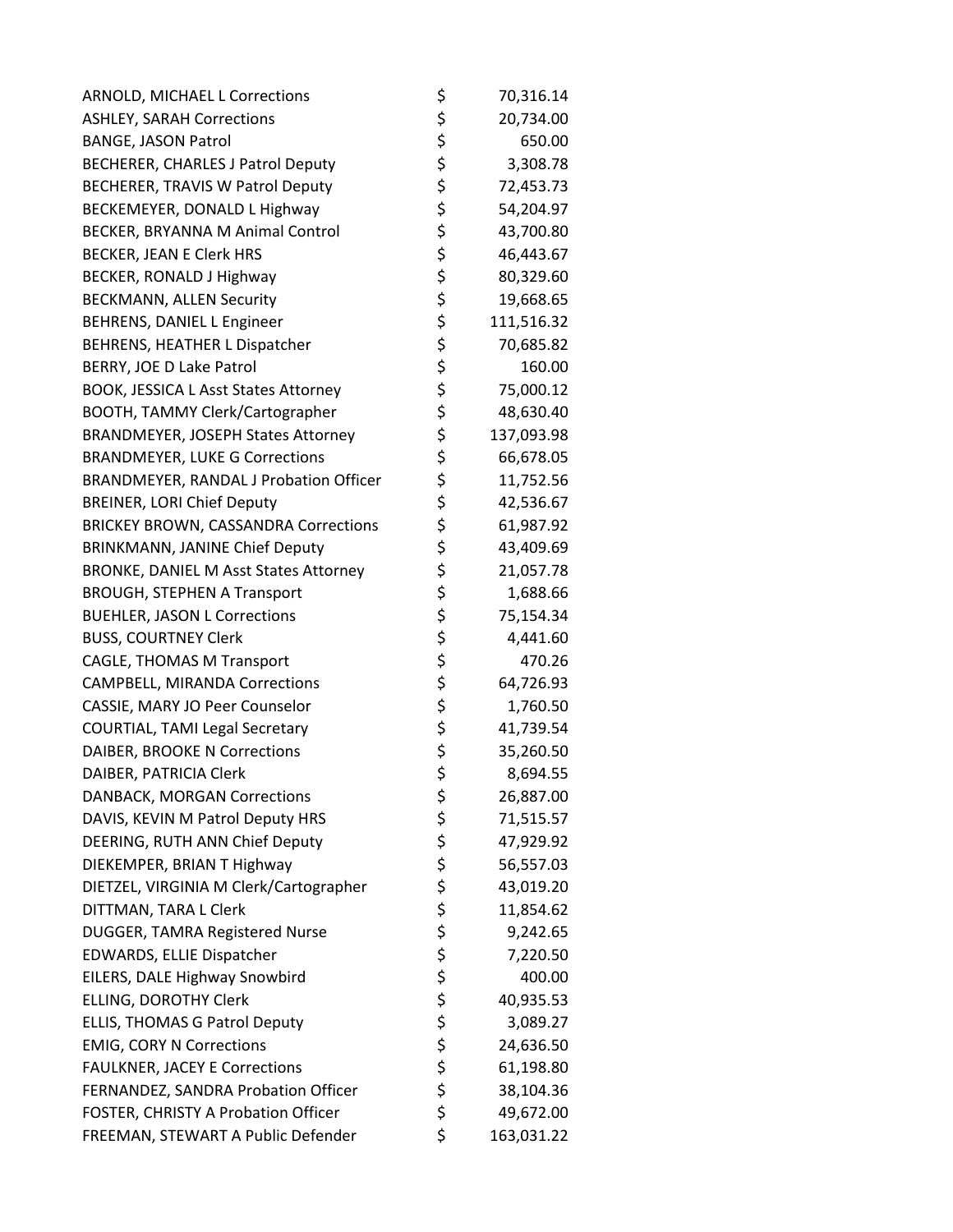| | | |
|---|---|---|
| ARNOLD, MICHAEL L Corrections | $ | 70,316.14 |
| ASHLEY, SARAH Corrections | $ | 20,734.00 |
| BANGE, JASON Patrol | $ | 650.00 |
| BECHERER, CHARLES J Patrol Deputy | $ | 3,308.78 |
| BECHERER, TRAVIS W Patrol Deputy | $ | 72,453.73 |
| BECKEMEYER, DONALD L Highway | $ | 54,204.97 |
| BECKER, BRYANNA M Animal Control | $ | 43,700.80 |
| BECKER, JEAN E Clerk HRS | $ | 46,443.67 |
| BECKER, RONALD J Highway | $ | 80,329.60 |
| BECKMANN, ALLEN Security | $ | 19,668.65 |
| BEHRENS, DANIEL L Engineer | $ | 111,516.32 |
| BEHRENS, HEATHER L Dispatcher | $ | 70,685.82 |
| BERRY, JOE D Lake Patrol | $ | 160.00 |
| BOOK, JESSICA L Asst States Attorney | $ | 75,000.12 |
| BOOTH, TAMMY Clerk/Cartographer | $ | 48,630.40 |
| BRANDMEYER, JOSEPH States Attorney | $ | 137,093.98 |
| BRANDMEYER, LUKE G Corrections | $ | 66,678.05 |
| BRANDMEYER, RANDAL J Probation Officer | $ | 11,752.56 |
| BREINER, LORI Chief Deputy | $ | 42,536.67 |
| BRICKEY BROWN, CASSANDRA Corrections | $ | 61,987.92 |
| BRINKMANN, JANINE Chief Deputy | $ | 43,409.69 |
| BRONKE, DANIEL M Asst States Attorney | $ | 21,057.78 |
| BROUGH, STEPHEN A Transport | $ | 1,688.66 |
| BUEHLER, JASON L Corrections | $ | 75,154.34 |
| BUSS, COURTNEY Clerk | $ | 4,441.60 |
| CAGLE, THOMAS M Transport | $ | 470.26 |
| CAMPBELL, MIRANDA Corrections | $ | 64,726.93 |
| CASSIE, MARY JO Peer Counselor | $ | 1,760.50 |
| COURTIAL, TAMI Legal Secretary | $ | 41,739.54 |
| DAIBER, BROOKE N Corrections | $ | 35,260.50 |
| DAIBER, PATRICIA Clerk | $ | 8,694.55 |
| DANBACK, MORGAN Corrections | $ | 26,887.00 |
| DAVIS, KEVIN M Patrol Deputy HRS | $ | 71,515.57 |
| DEERING, RUTH ANN Chief Deputy | $ | 47,929.92 |
| DIEKEMPER, BRIAN T Highway | $ | 56,557.03 |
| DIETZEL, VIRGINIA M Clerk/Cartographer | $ | 43,019.20 |
| DITTMAN, TARA L Clerk | $ | 11,854.62 |
| DUGGER, TAMRA Registered Nurse | $ | 9,242.65 |
| EDWARDS, ELLIE Dispatcher | $ | 7,220.50 |
| EILERS, DALE Highway Snowbird | $ | 400.00 |
| ELLING, DOROTHY Clerk | $ | 40,935.53 |
| ELLIS, THOMAS G Patrol Deputy | $ | 3,089.27 |
| EMIG, CORY N Corrections | $ | 24,636.50 |
| FAULKNER, JACEY E Corrections | $ | 61,198.80 |
| FERNANDEZ, SANDRA Probation Officer | $ | 38,104.36 |
| FOSTER, CHRISTY A Probation Officer | $ | 49,672.00 |
| FREEMAN, STEWART A Public Defender | $ | 163,031.22 |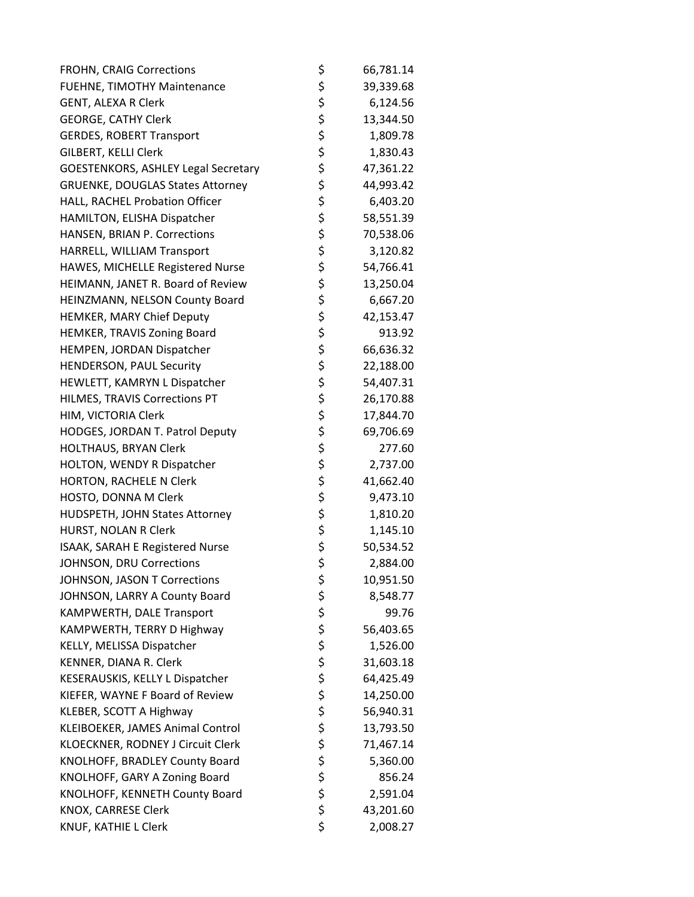| | | |
|---|---|---|
| FROHN, CRAIG Corrections | $ | 66,781.14 |
| FUEHNE, TIMOTHY Maintenance | $ | 39,339.68 |
| GENT, ALEXA R Clerk | $ | 6,124.56 |
| GEORGE, CATHY Clerk | $ | 13,344.50 |
| GERDES, ROBERT Transport | $ | 1,809.78 |
| GILBERT, KELLI Clerk | $ | 1,830.43 |
| GOESTENKORS, ASHLEY Legal Secretary | $ | 47,361.22 |
| GRUENKE, DOUGLAS States Attorney | $ | 44,993.42 |
| HALL, RACHEL Probation Officer | $ | 6,403.20 |
| HAMILTON, ELISHA Dispatcher | $ | 58,551.39 |
| HANSEN, BRIAN P. Corrections | $ | 70,538.06 |
| HARRELL, WILLIAM Transport | $ | 3,120.82 |
| HAWES, MICHELLE Registered Nurse | $ | 54,766.41 |
| HEIMANN, JANET R. Board of Review | $ | 13,250.04 |
| HEINZMANN, NELSON County Board | $ | 6,667.20 |
| HEMKER, MARY Chief Deputy | $ | 42,153.47 |
| HEMKER, TRAVIS Zoning Board | $ | 913.92 |
| HEMPEN, JORDAN Dispatcher | $ | 66,636.32 |
| HENDERSON, PAUL Security | $ | 22,188.00 |
| HEWLETT, KAMRYN L Dispatcher | $ | 54,407.31 |
| HILMES, TRAVIS Corrections PT | $ | 26,170.88 |
| HIM, VICTORIA Clerk | $ | 17,844.70 |
| HODGES, JORDAN T. Patrol Deputy | $ | 69,706.69 |
| HOLTHAUS, BRYAN Clerk | $ | 277.60 |
| HOLTON, WENDY R Dispatcher | $ | 2,737.00 |
| HORTON, RACHELE N Clerk | $ | 41,662.40 |
| HOSTO, DONNA M Clerk | $ | 9,473.10 |
| HUDSPETH, JOHN States Attorney | $ | 1,810.20 |
| HURST, NOLAN R Clerk | $ | 1,145.10 |
| ISAAK, SARAH E Registered Nurse | $ | 50,534.52 |
| JOHNSON, DRU Corrections | $ | 2,884.00 |
| JOHNSON, JASON T Corrections | $ | 10,951.50 |
| JOHNSON, LARRY A County Board | $ | 8,548.77 |
| KAMPWERTH, DALE Transport | $ | 99.76 |
| KAMPWERTH, TERRY D Highway | $ | 56,403.65 |
| KELLY, MELISSA Dispatcher | $ | 1,526.00 |
| KENNER, DIANA R. Clerk | $ | 31,603.18 |
| KESERAUSKIS, KELLY L Dispatcher | $ | 64,425.49 |
| KIEFER, WAYNE F Board of Review | $ | 14,250.00 |
| KLEBER, SCOTT A Highway | $ | 56,940.31 |
| KLEIBOEKER, JAMES Animal Control | $ | 13,793.50 |
| KLOECKNER, RODNEY J Circuit Clerk | $ | 71,467.14 |
| KNOLHOFF, BRADLEY County Board | $ | 5,360.00 |
| KNOLHOFF, GARY A Zoning Board | $ | 856.24 |
| KNOLHOFF, KENNETH County Board | $ | 2,591.04 |
| KNOX, CARRESE Clerk | $ | 43,201.60 |
| KNUF, KATHIE L Clerk | $ | 2,008.27 |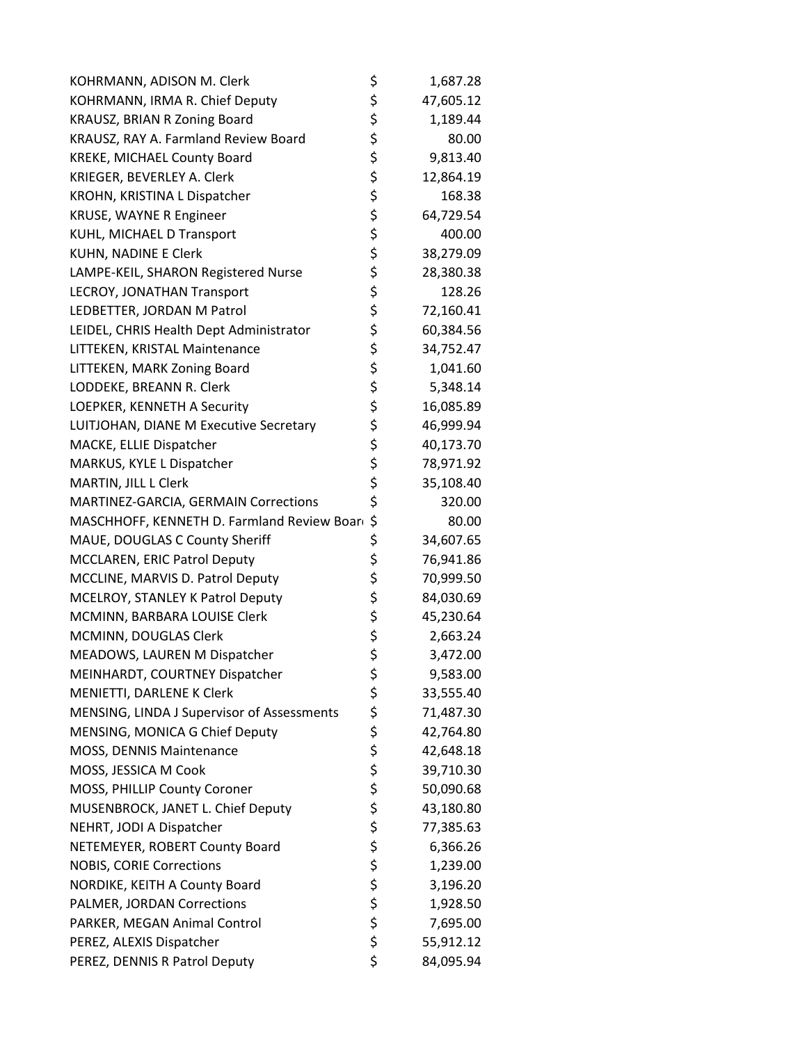| | | |
|---|---|---|
| KOHRMANN, ADISON M. Clerk | $ | 1,687.28 |
| KOHRMANN, IRMA R. Chief Deputy | $ | 47,605.12 |
| KRAUSZ, BRIAN R Zoning Board | $ | 1,189.44 |
| KRAUSZ, RAY A. Farmland Review Board | $ | 80.00 |
| KREKE, MICHAEL County Board | $ | 9,813.40 |
| KRIEGER, BEVERLEY A. Clerk | $ | 12,864.19 |
| KROHN, KRISTINA L Dispatcher | $ | 168.38 |
| KRUSE, WAYNE R Engineer | $ | 64,729.54 |
| KUHL, MICHAEL D Transport | $ | 400.00 |
| KUHN, NADINE E Clerk | $ | 38,279.09 |
| LAMPE-KEIL, SHARON Registered Nurse | $ | 28,380.38 |
| LECROY, JONATHAN Transport | $ | 128.26 |
| LEDBETTER, JORDAN M Patrol | $ | 72,160.41 |
| LEIDEL, CHRIS Health Dept Administrator | $ | 60,384.56 |
| LITTEKEN, KRISTAL Maintenance | $ | 34,752.47 |
| LITTEKEN, MARK Zoning Board | $ | 1,041.60 |
| LODDEKE, BREANN R. Clerk | $ | 5,348.14 |
| LOEPKER, KENNETH A Security | $ | 16,085.89 |
| LUITJOHAN, DIANE M Executive Secretary | $ | 46,999.94 |
| MACKE, ELLIE Dispatcher | $ | 40,173.70 |
| MARKUS, KYLE L Dispatcher | $ | 78,971.92 |
| MARTIN, JILL L Clerk | $ | 35,108.40 |
| MARTINEZ-GARCIA, GERMAIN Corrections | $ | 320.00 |
| MASCHHOFF, KENNETH D. Farmland Review Boar | $ | 80.00 |
| MAUE, DOUGLAS C County Sheriff | $ | 34,607.65 |
| MCCLAREN, ERIC Patrol Deputy | $ | 76,941.86 |
| MCCLINE, MARVIS D. Patrol Deputy | $ | 70,999.50 |
| MCELROY, STANLEY K Patrol Deputy | $ | 84,030.69 |
| MCMINN, BARBARA LOUISE Clerk | $ | 45,230.64 |
| MCMINN, DOUGLAS Clerk | $ | 2,663.24 |
| MEADOWS, LAUREN M Dispatcher | $ | 3,472.00 |
| MEINHARDT, COURTNEY Dispatcher | $ | 9,583.00 |
| MENIETTI, DARLENE K Clerk | $ | 33,555.40 |
| MENSING, LINDA J Supervisor of Assessments | $ | 71,487.30 |
| MENSING, MONICA G Chief Deputy | $ | 42,764.80 |
| MOSS, DENNIS Maintenance | $ | 42,648.18 |
| MOSS, JESSICA M Cook | $ | 39,710.30 |
| MOSS, PHILLIP County Coroner | $ | 50,090.68 |
| MUSENBROCK, JANET L. Chief Deputy | $ | 43,180.80 |
| NEHRT, JODI A Dispatcher | $ | 77,385.63 |
| NETEMEYER, ROBERT County Board | $ | 6,366.26 |
| NOBIS, CORIE Corrections | $ | 1,239.00 |
| NORDIKE, KEITH A County Board | $ | 3,196.20 |
| PALMER, JORDAN Corrections | $ | 1,928.50 |
| PARKER, MEGAN Animal Control | $ | 7,695.00 |
| PEREZ, ALEXIS Dispatcher | $ | 55,912.12 |
| PEREZ, DENNIS R Patrol Deputy | $ | 84,095.94 |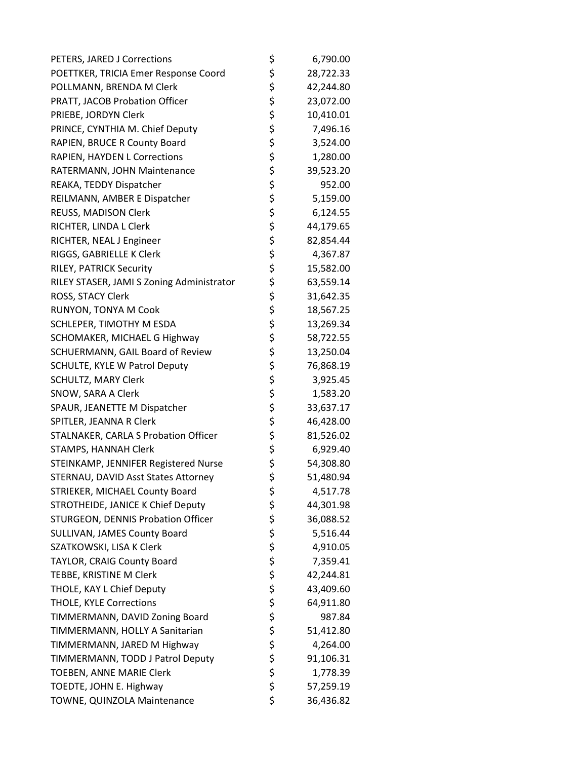| | | |
|---|---|---|
| PETERS, JARED J Corrections | $ | 6,790.00 |
| POETTKER, TRICIA Emer Response Coord | $ | 28,722.33 |
| POLLMANN, BRENDA M Clerk | $ | 42,244.80 |
| PRATT, JACOB Probation Officer | $ | 23,072.00 |
| PRIEBE, JORDYN Clerk | $ | 10,410.01 |
| PRINCE, CYNTHIA M. Chief Deputy | $ | 7,496.16 |
| RAPIEN, BRUCE R County Board | $ | 3,524.00 |
| RAPIEN, HAYDEN L Corrections | $ | 1,280.00 |
| RATERMANN, JOHN Maintenance | $ | 39,523.20 |
| REAKA, TEDDY Dispatcher | $ | 952.00 |
| REILMANN, AMBER E Dispatcher | $ | 5,159.00 |
| REUSS, MADISON Clerk | $ | 6,124.55 |
| RICHTER, LINDA L Clerk | $ | 44,179.65 |
| RICHTER, NEAL J Engineer | $ | 82,854.44 |
| RIGGS, GABRIELLE K Clerk | $ | 4,367.87 |
| RILEY, PATRICK Security | $ | 15,582.00 |
| RILEY STASER, JAMI S Zoning Administrator | $ | 63,559.14 |
| ROSS, STACY Clerk | $ | 31,642.35 |
| RUNYON, TONYA M Cook | $ | 18,567.25 |
| SCHLEPER, TIMOTHY M ESDA | $ | 13,269.34 |
| SCHOMAKER, MICHAEL G Highway | $ | 58,722.55 |
| SCHUERMANN, GAIL Board of Review | $ | 13,250.04 |
| SCHULTE, KYLE W Patrol Deputy | $ | 76,868.19 |
| SCHULTZ, MARY Clerk | $ | 3,925.45 |
| SNOW, SARA A Clerk | $ | 1,583.20 |
| SPAUR, JEANETTE M Dispatcher | $ | 33,637.17 |
| SPITLER, JEANNA R Clerk | $ | 46,428.00 |
| STALNAKER, CARLA S Probation Officer | $ | 81,526.02 |
| STAMPS, HANNAH Clerk | $ | 6,929.40 |
| STEINKAMP, JENNIFER Registered Nurse | $ | 54,308.80 |
| STERNAU, DAVID Asst States Attorney | $ | 51,480.94 |
| STRIEKER, MICHAEL County Board | $ | 4,517.78 |
| STROTHEIDE, JANICE K Chief Deputy | $ | 44,301.98 |
| STURGEON, DENNIS Probation Officer | $ | 36,088.52 |
| SULLIVAN, JAMES County Board | $ | 5,516.44 |
| SZATKOWSKI, LISA K Clerk | $ | 4,910.05 |
| TAYLOR, CRAIG County Board | $ | 7,359.41 |
| TEBBE, KRISTINE M Clerk | $ | 42,244.81 |
| THOLE, KAY L Chief Deputy | $ | 43,409.60 |
| THOLE, KYLE Corrections | $ | 64,911.80 |
| TIMMERMANN, DAVID Zoning Board | $ | 987.84 |
| TIMMERMANN, HOLLY A Sanitarian | $ | 51,412.80 |
| TIMMERMANN, JARED M Highway | $ | 4,264.00 |
| TIMMERMANN, TODD J Patrol Deputy | $ | 91,106.31 |
| TOEBEN, ANNE MARIE Clerk | $ | 1,778.39 |
| TOEDTE, JOHN E. Highway | $ | 57,259.19 |
| TOWNE, QUINZOLA Maintenance | $ | 36,436.82 |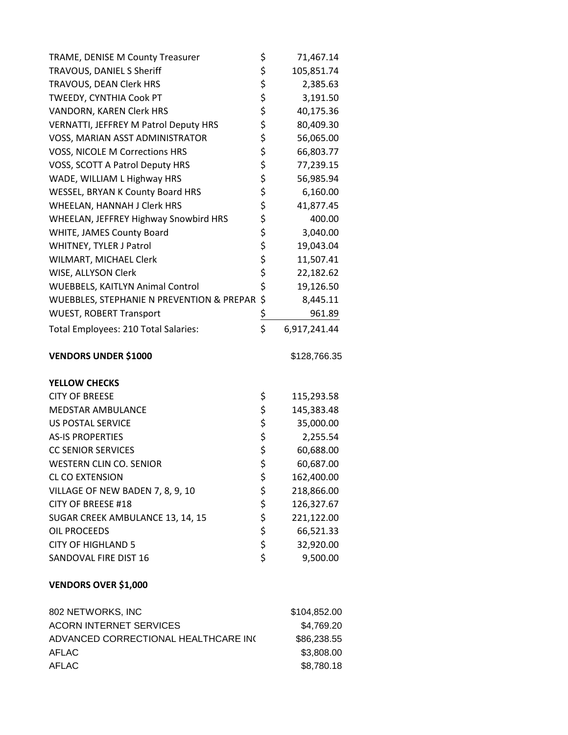| | |
|---|---|
| TRAME, DENISE M County Treasurer | $ 71,467.14 |
| TRAVOUS, DANIEL S Sheriff | $ 105,851.74 |
| TRAVOUS, DEAN Clerk HRS | $ 2,385.63 |
| TWEEDY, CYNTHIA Cook PT | $ 3,191.50 |
| VANDORN, KAREN Clerk HRS | $ 40,175.36 |
| VERNATTI, JEFFREY M Patrol Deputy HRS | $ 80,409.30 |
| VOSS, MARIAN ASST ADMINISTRATOR | $ 56,065.00 |
| VOSS, NICOLE M Corrections HRS | $ 66,803.77 |
| VOSS, SCOTT A Patrol Deputy HRS | $ 77,239.15 |
| WADE, WILLIAM L Highway HRS | $ 56,985.94 |
| WESSEL, BRYAN K County Board HRS | $ 6,160.00 |
| WHEELAN, HANNAH J Clerk HRS | $ 41,877.45 |
| WHEELAN, JEFFREY Highway Snowbird HRS | $ 400.00 |
| WHITE, JAMES County Board | $ 3,040.00 |
| WHITNEY, TYLER J Patrol | $ 19,043.04 |
| WILMART, MICHAEL Clerk | $ 11,507.41 |
| WISE, ALLYSON Clerk | $ 22,182.62 |
| WUEBBELS, KAITLYN Animal Control | $ 19,126.50 |
| WUEBBLES, STEPHANIE N PREVENTION & PREPAR | $ 8,445.11 |
| WUEST, ROBERT Transport | $ 961.89 |
| Total Employees: 210 Total Salaries: | $ 6,917,241.44 |

**VENDORS UNDER $1000** $128,766.35

**YELLOW CHECKS**

| | |
|---|---|
| CITY OF BREESE | $ 115,293.58 |
| MEDSTAR AMBULANCE | $ 145,383.48 |
| US POSTAL SERVICE | $ 35,000.00 |
| AS-IS PROPERTIES | $ 2,255.54 |
| CC SENIOR SERVICES | $ 60,688.00 |
| WESTERN CLIN CO. SENIOR | $ 60,687.00 |
| CL CO EXTENSION | $ 162,400.00 |
| VILLAGE OF NEW BADEN 7, 8, 9, 10 | $ 218,866.00 |
| CITY OF BREESE #18 | $ 126,327.67 |
| SUGAR CREEK AMBULANCE 13, 14, 15 | $ 221,122.00 |
| OIL PROCEEDS | $ 66,521.33 |
| CITY OF HIGHLAND 5 | $ 32,920.00 |
| SANDOVAL FIRE DIST 16 | $ 9,500.00 |

**VENDORS OVER $1,000**

| | |
|---|---|
| 802 NETWORKS, INC | $104,852.00 |
| ACORN INTERNET SERVICES | $4,769.20 |
| ADVANCED CORRECTIONAL HEALTHCARE IN( | $86,238.55 |
| AFLAC | $3,808.00 |
| AFLAC | $8,780.18 |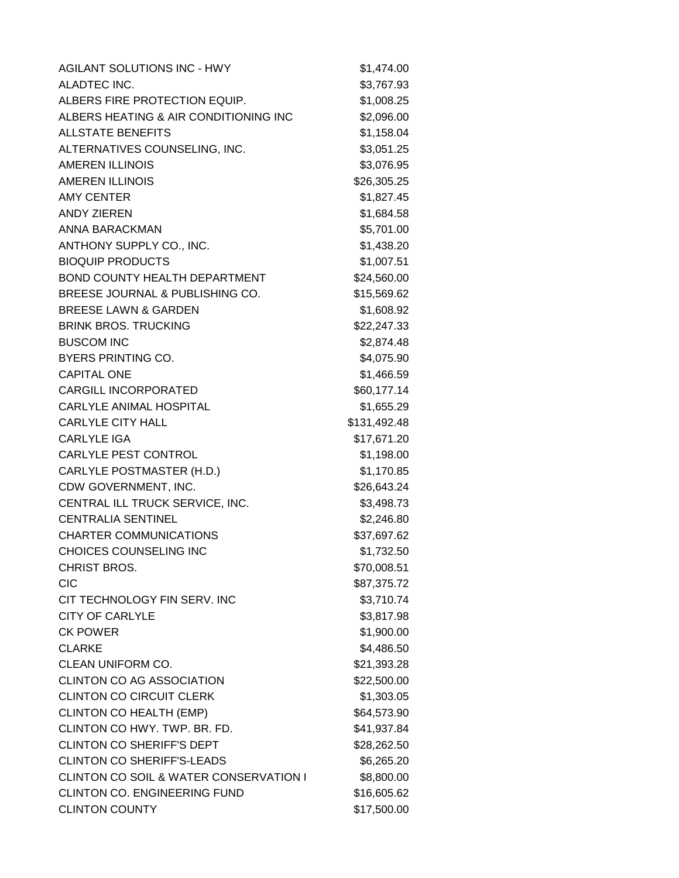| | |
|---|---|
| AGILANT SOLUTIONS INC - HWY | $1,474.00 |
| ALADTEC INC. | $3,767.93 |
| ALBERS FIRE PROTECTION EQUIP. | $1,008.25 |
| ALBERS HEATING & AIR CONDITIONING INC | $2,096.00 |
| ALLSTATE BENEFITS | $1,158.04 |
| ALTERNATIVES COUNSELING, INC. | $3,051.25 |
| AMEREN ILLINOIS | $3,076.95 |
| AMEREN ILLINOIS | $26,305.25 |
| AMY CENTER | $1,827.45 |
| ANDY ZIEREN | $1,684.58 |
| ANNA BARACKMAN | $5,701.00 |
| ANTHONY SUPPLY CO., INC. | $1,438.20 |
| BIOQUIP PRODUCTS | $1,007.51 |
| BOND COUNTY HEALTH DEPARTMENT | $24,560.00 |
| BREESE JOURNAL & PUBLISHING CO. | $15,569.62 |
| BREESE LAWN & GARDEN | $1,608.92 |
| BRINK BROS. TRUCKING | $22,247.33 |
| BUSCOM INC | $2,874.48 |
| BYERS PRINTING CO. | $4,075.90 |
| CAPITAL ONE | $1,466.59 |
| CARGILL INCORPORATED | $60,177.14 |
| CARLYLE ANIMAL HOSPITAL | $1,655.29 |
| CARLYLE CITY HALL | $131,492.48 |
| CARLYLE IGA | $17,671.20 |
| CARLYLE PEST CONTROL | $1,198.00 |
| CARLYLE POSTMASTER (H.D.) | $1,170.85 |
| CDW GOVERNMENT, INC. | $26,643.24 |
| CENTRAL ILL TRUCK SERVICE, INC. | $3,498.73 |
| CENTRALIA SENTINEL | $2,246.80 |
| CHARTER COMMUNICATIONS | $37,697.62 |
| CHOICES COUNSELING INC | $1,732.50 |
| CHRIST BROS. | $70,008.51 |
| CIC | $87,375.72 |
| CIT TECHNOLOGY FIN SERV. INC | $3,710.74 |
| CITY OF CARLYLE | $3,817.98 |
| CK POWER | $1,900.00 |
| CLARKE | $4,486.50 |
| CLEAN UNIFORM CO. | $21,393.28 |
| CLINTON CO AG ASSOCIATION | $22,500.00 |
| CLINTON CO CIRCUIT CLERK | $1,303.05 |
| CLINTON CO HEALTH (EMP) | $64,573.90 |
| CLINTON CO HWY. TWP. BR. FD. | $41,937.84 |
| CLINTON CO SHERIFF'S DEPT | $28,262.50 |
| CLINTON CO SHERIFF'S-LEADS | $6,265.20 |
| CLINTON CO SOIL & WATER CONSERVATION I | $8,800.00 |
| CLINTON CO. ENGINEERING FUND | $16,605.62 |
| CLINTON COUNTY | $17,500.00 |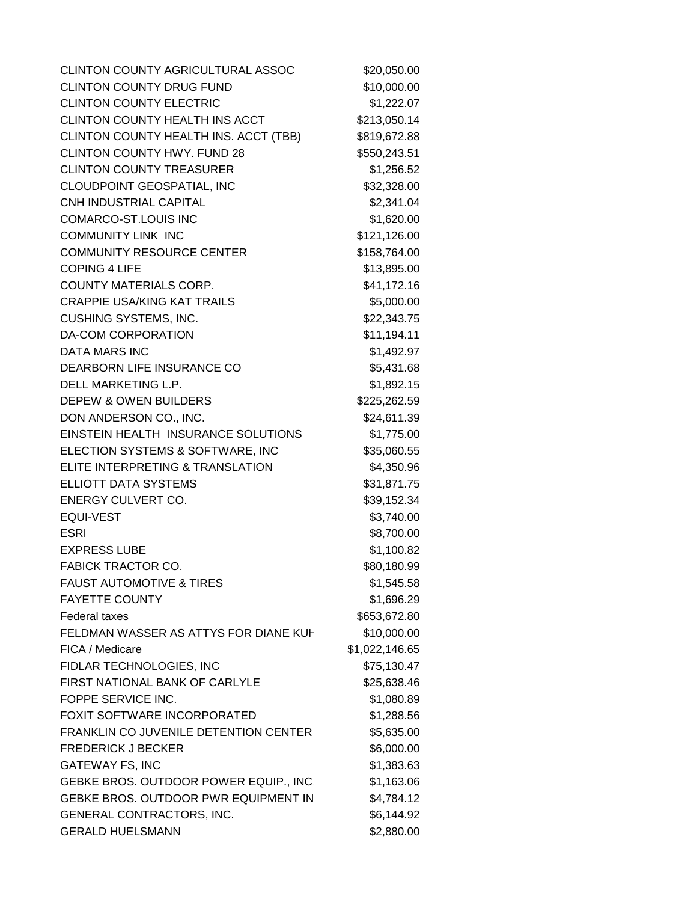| | |
|---|---|
| CLINTON COUNTY AGRICULTURAL ASSOC | $20,050.00 |
| CLINTON COUNTY DRUG FUND | $10,000.00 |
| CLINTON COUNTY ELECTRIC | $1,222.07 |
| CLINTON COUNTY HEALTH INS ACCT | $213,050.14 |
| CLINTON COUNTY HEALTH INS. ACCT (TBB) | $819,672.88 |
| CLINTON COUNTY HWY. FUND 28 | $550,243.51 |
| CLINTON COUNTY TREASURER | $1,256.52 |
| CLOUDPOINT GEOSPATIAL, INC | $32,328.00 |
| CNH INDUSTRIAL CAPITAL | $2,341.04 |
| COMARCO-ST.LOUIS INC | $1,620.00 |
| COMMUNITY LINK INC | $121,126.00 |
| COMMUNITY RESOURCE CENTER | $158,764.00 |
| COPING 4 LIFE | $13,895.00 |
| COUNTY MATERIALS CORP. | $41,172.16 |
| CRAPPIE USA/KING KAT TRAILS | $5,000.00 |
| CUSHING SYSTEMS, INC. | $22,343.75 |
| DA-COM CORPORATION | $11,194.11 |
| DATA MARS INC | $1,492.97 |
| DEARBORN LIFE INSURANCE CO | $5,431.68 |
| DELL MARKETING L.P. | $1,892.15 |
| DEPEW & OWEN BUILDERS | $225,262.59 |
| DON ANDERSON CO., INC. | $24,611.39 |
| EINSTEIN HEALTH INSURANCE SOLUTIONS | $1,775.00 |
| ELECTION SYSTEMS & SOFTWARE, INC | $35,060.55 |
| ELITE INTERPRETING & TRANSLATION | $4,350.96 |
| ELLIOTT DATA SYSTEMS | $31,871.75 |
| ENERGY CULVERT CO. | $39,152.34 |
| EQUI-VEST | $3,740.00 |
| ESRI | $8,700.00 |
| EXPRESS LUBE | $1,100.82 |
| FABICK TRACTOR CO. | $80,180.99 |
| FAUST AUTOMOTIVE & TIRES | $1,545.58 |
| FAYETTE COUNTY | $1,696.29 |
| Federal taxes | $653,672.80 |
| FELDMAN WASSER AS ATTYS FOR DIANE KUH | $10,000.00 |
| FICA / Medicare | $1,022,146.65 |
| FIDLAR TECHNOLOGIES, INC | $75,130.47 |
| FIRST NATIONAL BANK OF CARLYLE | $25,638.46 |
| FOPPE SERVICE INC. | $1,080.89 |
| FOXIT SOFTWARE INCORPORATED | $1,288.56 |
| FRANKLIN CO JUVENILE DETENTION CENTER | $5,635.00 |
| FREDERICK J BECKER | $6,000.00 |
| GATEWAY FS, INC | $1,383.63 |
| GEBKE BROS. OUTDOOR POWER EQUIP., INC | $1,163.06 |
| GEBKE BROS. OUTDOOR PWR EQUIPMENT IN | $4,784.12 |
| GENERAL CONTRACTORS, INC. | $6,144.92 |
| GERALD HUELSMANN | $2,880.00 |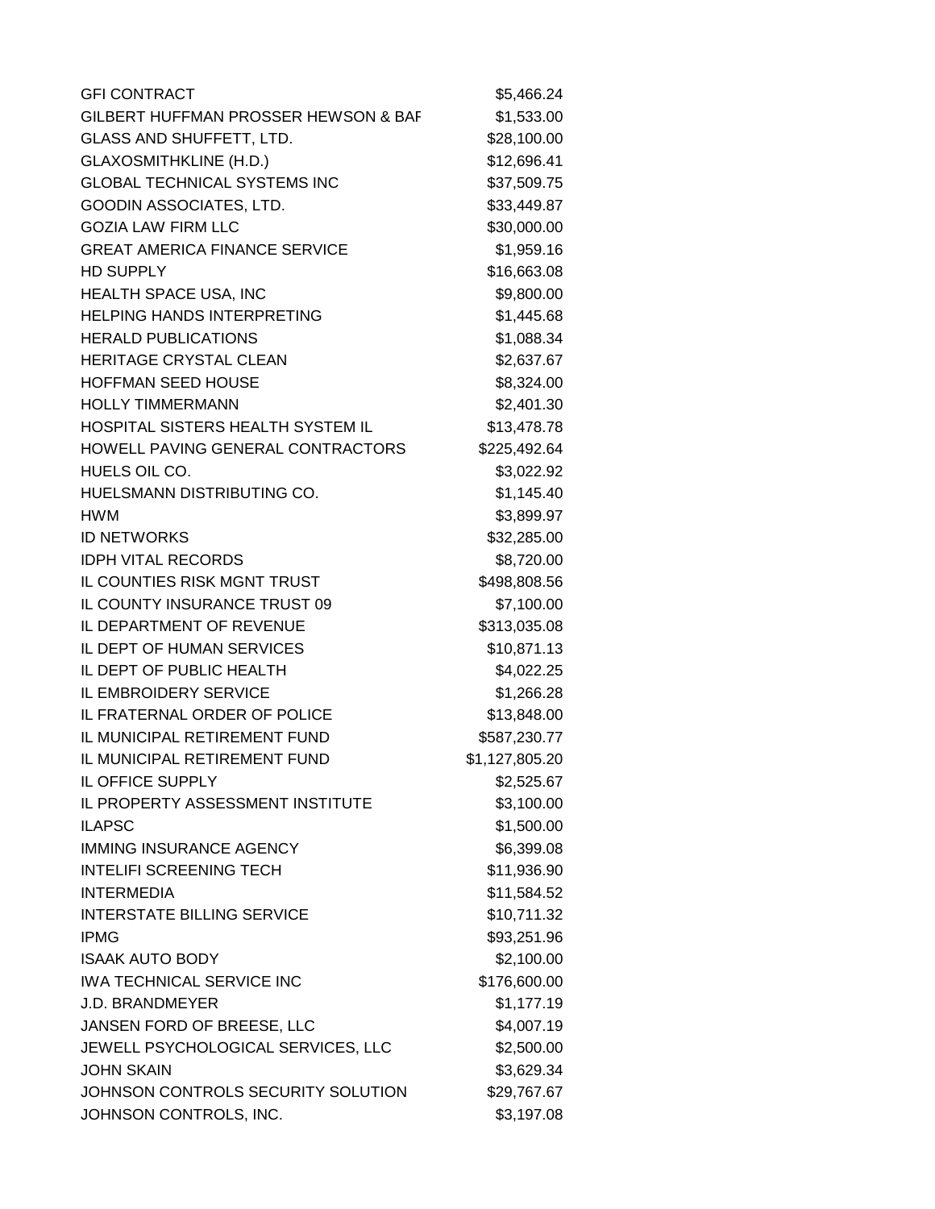| | |
|---|---|
| GFI CONTRACT | $5,466.24 |
| GILBERT HUFFMAN PROSSER HEWSON & BAF | $1,533.00 |
| GLASS AND SHUFFETT, LTD. | $28,100.00 |
| GLAXOSMITHKLINE (H.D.) | $12,696.41 |
| GLOBAL TECHNICAL SYSTEMS INC | $37,509.75 |
| GOODIN ASSOCIATES, LTD. | $33,449.87 |
| GOZIA LAW FIRM LLC | $30,000.00 |
| GREAT AMERICA FINANCE SERVICE | $1,959.16 |
| HD SUPPLY | $16,663.08 |
| HEALTH SPACE USA, INC | $9,800.00 |
| HELPING HANDS INTERPRETING | $1,445.68 |
| HERALD PUBLICATIONS | $1,088.34 |
| HERITAGE CRYSTAL CLEAN | $2,637.67 |
| HOFFMAN SEED HOUSE | $8,324.00 |
| HOLLY TIMMERMANN | $2,401.30 |
| HOSPITAL SISTERS HEALTH SYSTEM IL | $13,478.78 |
| HOWELL PAVING GENERAL CONTRACTORS | $225,492.64 |
| HUELS OIL CO. | $3,022.92 |
| HUELSMANN DISTRIBUTING CO. | $1,145.40 |
| HWM | $3,899.97 |
| ID NETWORKS | $32,285.00 |
| IDPH VITAL RECORDS | $8,720.00 |
| IL COUNTIES RISK MGNT TRUST | $498,808.56 |
| IL COUNTY INSURANCE TRUST 09 | $7,100.00 |
| IL DEPARTMENT OF REVENUE | $313,035.08 |
| IL DEPT OF HUMAN SERVICES | $10,871.13 |
| IL DEPT OF PUBLIC HEALTH | $4,022.25 |
| IL EMBROIDERY SERVICE | $1,266.28 |
| IL FRATERNAL ORDER OF POLICE | $13,848.00 |
| IL MUNICIPAL RETIREMENT FUND | $587,230.77 |
| IL MUNICIPAL RETIREMENT FUND | $1,127,805.20 |
| IL OFFICE SUPPLY | $2,525.67 |
| IL PROPERTY ASSESSMENT INSTITUTE | $3,100.00 |
| ILAPSC | $1,500.00 |
| IMMING INSURANCE AGENCY | $6,399.08 |
| INTELIFI SCREENING TECH | $11,936.90 |
| INTERMEDIA | $11,584.52 |
| INTERSTATE BILLING SERVICE | $10,711.32 |
| IPMG | $93,251.96 |
| ISAAK AUTO BODY | $2,100.00 |
| IWA TECHNICAL SERVICE INC | $176,600.00 |
| J.D. BRANDMEYER | $1,177.19 |
| JANSEN FORD OF BREESE, LLC | $4,007.19 |
| JEWELL PSYCHOLOGICAL SERVICES, LLC | $2,500.00 |
| JOHN SKAIN | $3,629.34 |
| JOHNSON CONTROLS SECURITY SOLUTION | $29,767.67 |
| JOHNSON CONTROLS, INC. | $3,197.08 |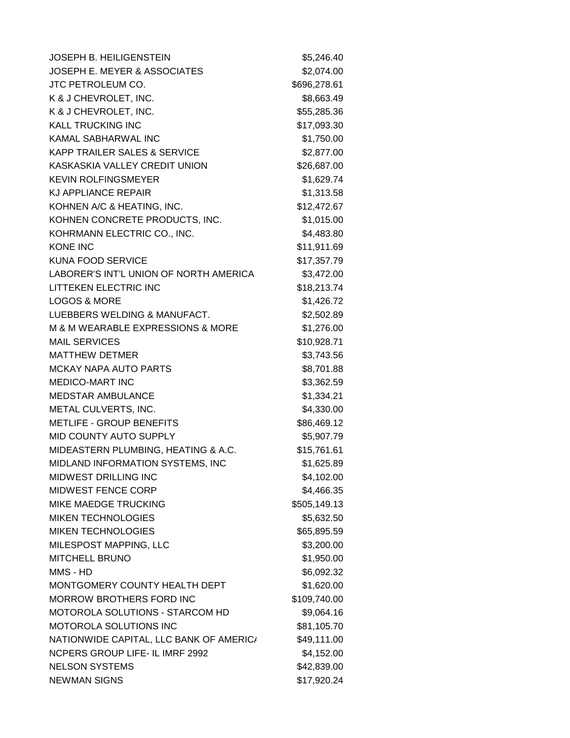| | |
|---|---|
| JOSEPH B. HEILIGENSTEIN | $5,246.40 |
| JOSEPH E. MEYER & ASSOCIATES | $2,074.00 |
| JTC PETROLEUM CO. | $696,278.61 |
| K & J CHEVROLET, INC. | $8,663.49 |
| K & J CHEVROLET, INC. | $55,285.36 |
| KALL TRUCKING INC | $17,093.30 |
| KAMAL SABHARWAL INC | $1,750.00 |
| KAPP TRAILER SALES & SERVICE | $2,877.00 |
| KASKASKIA VALLEY CREDIT UNION | $26,687.00 |
| KEVIN ROLFINGSMEYER | $1,629.74 |
| KJ APPLIANCE REPAIR | $1,313.58 |
| KOHNEN A/C & HEATING, INC. | $12,472.67 |
| KOHNEN CONCRETE PRODUCTS, INC. | $1,015.00 |
| KOHRMANN ELECTRIC CO., INC. | $4,483.80 |
| KONE INC | $11,911.69 |
| KUNA FOOD SERVICE | $17,357.79 |
| LABORER'S INT'L UNION OF NORTH AMERICA | $3,472.00 |
| LITTEKEN ELECTRIC INC | $18,213.74 |
| LOGOS & MORE | $1,426.72 |
| LUEBBERS WELDING & MANUFACT. | $2,502.89 |
| M & M WEARABLE EXPRESSIONS & MORE | $1,276.00 |
| MAIL SERVICES | $10,928.71 |
| MATTHEW DETMER | $3,743.56 |
| MCKAY NAPA AUTO PARTS | $8,701.88 |
| MEDICO-MART INC | $3,362.59 |
| MEDSTAR AMBULANCE | $1,334.21 |
| METAL CULVERTS, INC. | $4,330.00 |
| METLIFE - GROUP BENEFITS | $86,469.12 |
| MID COUNTY AUTO SUPPLY | $5,907.79 |
| MIDEASTERN PLUMBING, HEATING & A.C. | $15,761.61 |
| MIDLAND INFORMATION SYSTEMS, INC | $1,625.89 |
| MIDWEST DRILLING INC | $4,102.00 |
| MIDWEST FENCE CORP | $4,466.35 |
| MIKE MAEDGE TRUCKING | $505,149.13 |
| MIKEN TECHNOLOGIES | $5,632.50 |
| MIKEN TECHNOLOGIES | $65,895.59 |
| MILESPOST MAPPING, LLC | $3,200.00 |
| MITCHELL BRUNO | $1,950.00 |
| MMS - HD | $6,092.32 |
| MONTGOMERY COUNTY HEALTH DEPT | $1,620.00 |
| MORROW BROTHERS FORD INC | $109,740.00 |
| MOTOROLA SOLUTIONS - STARCOM HD | $9,064.16 |
| MOTOROLA SOLUTIONS INC | $81,105.70 |
| NATIONWIDE CAPITAL, LLC BANK OF AMERICA | $49,111.00 |
| NCPERS GROUP LIFE- IL IMRF 2992 | $4,152.00 |
| NELSON SYSTEMS | $42,839.00 |
| NEWMAN SIGNS | $17,920.24 |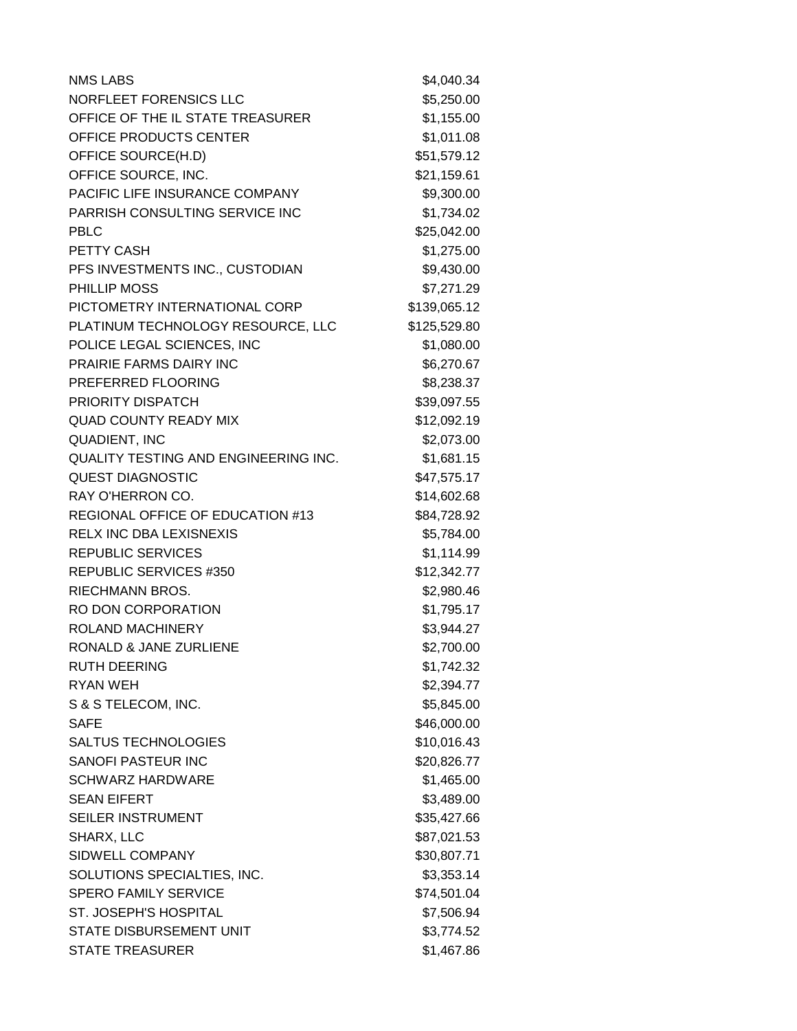| | |
|---|---|
| NMS LABS | $4,040.34 |
| NORFLEET FORENSICS LLC | $5,250.00 |
| OFFICE OF THE IL STATE TREASURER | $1,155.00 |
| OFFICE PRODUCTS CENTER | $1,011.08 |
| OFFICE SOURCE(H.D) | $51,579.12 |
| OFFICE SOURCE, INC. | $21,159.61 |
| PACIFIC LIFE INSURANCE COMPANY | $9,300.00 |
| PARRISH CONSULTING SERVICE INC | $1,734.02 |
| PBLC | $25,042.00 |
| PETTY CASH | $1,275.00 |
| PFS INVESTMENTS INC., CUSTODIAN | $9,430.00 |
| PHILLIP MOSS | $7,271.29 |
| PICTOMETRY INTERNATIONAL CORP | $139,065.12 |
| PLATINUM TECHNOLOGY RESOURCE, LLC | $125,529.80 |
| POLICE LEGAL SCIENCES, INC | $1,080.00 |
| PRAIRIE FARMS DAIRY INC | $6,270.67 |
| PREFERRED FLOORING | $8,238.37 |
| PRIORITY DISPATCH | $39,097.55 |
| QUAD COUNTY READY MIX | $12,092.19 |
| QUADIENT, INC | $2,073.00 |
| QUALITY TESTING AND ENGINEERING INC. | $1,681.15 |
| QUEST DIAGNOSTIC | $47,575.17 |
| RAY O'HERRON CO. | $14,602.68 |
| REGIONAL OFFICE OF EDUCATION #13 | $84,728.92 |
| RELX INC DBA LEXISNEXIS | $5,784.00 |
| REPUBLIC SERVICES | $1,114.99 |
| REPUBLIC SERVICES #350 | $12,342.77 |
| RIECHMANN BROS. | $2,980.46 |
| RO DON CORPORATION | $1,795.17 |
| ROLAND MACHINERY | $3,944.27 |
| RONALD & JANE ZURLIENE | $2,700.00 |
| RUTH DEERING | $1,742.32 |
| RYAN WEH | $2,394.77 |
| S & S TELECOM, INC. | $5,845.00 |
| SAFE | $46,000.00 |
| SALTUS TECHNOLOGIES | $10,016.43 |
| SANOFI PASTEUR INC | $20,826.77 |
| SCHWARZ HARDWARE | $1,465.00 |
| SEAN EIFERT | $3,489.00 |
| SEILER INSTRUMENT | $35,427.66 |
| SHARX, LLC | $87,021.53 |
| SIDWELL COMPANY | $30,807.71 |
| SOLUTIONS SPECIALTIES, INC. | $3,353.14 |
| SPERO FAMILY SERVICE | $74,501.04 |
| ST. JOSEPH'S HOSPITAL | $7,506.94 |
| STATE DISBURSEMENT UNIT | $3,774.52 |
| STATE TREASURER | $1,467.86 |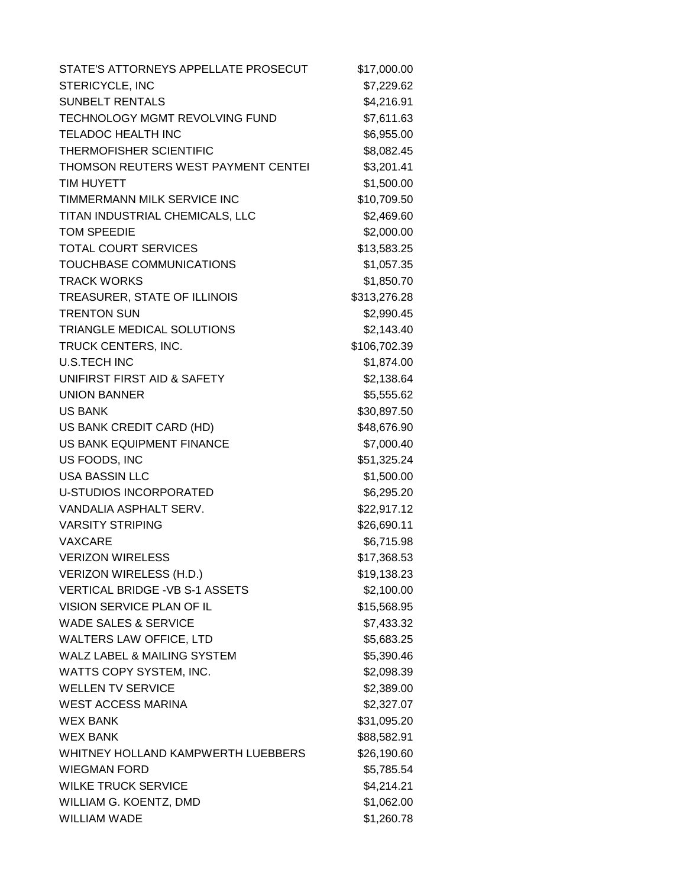| | |
|---|---|
| STATE'S ATTORNEYS APPELLATE PROSECUT | $17,000.00 |
| STERICYCLE, INC | $7,229.62 |
| SUNBELT RENTALS | $4,216.91 |
| TECHNOLOGY MGMT REVOLVING FUND | $7,611.63 |
| TELADOC HEALTH INC | $6,955.00 |
| THERMOFISHER SCIENTIFIC | $8,082.45 |
| THOMSON REUTERS WEST PAYMENT CENTEI | $3,201.41 |
| TIM HUYETT | $1,500.00 |
| TIMMERMANN MILK SERVICE INC | $10,709.50 |
| TITAN INDUSTRIAL CHEMICALS, LLC | $2,469.60 |
| TOM SPEEDIE | $2,000.00 |
| TOTAL COURT SERVICES | $13,583.25 |
| TOUCHBASE COMMUNICATIONS | $1,057.35 |
| TRACK WORKS | $1,850.70 |
| TREASURER, STATE OF ILLINOIS | $313,276.28 |
| TRENTON SUN | $2,990.45 |
| TRIANGLE MEDICAL SOLUTIONS | $2,143.40 |
| TRUCK CENTERS, INC. | $106,702.39 |
| U.S.TECH INC | $1,874.00 |
| UNIFIRST FIRST AID & SAFETY | $2,138.64 |
| UNION BANNER | $5,555.62 |
| US BANK | $30,897.50 |
| US BANK CREDIT CARD (HD) | $48,676.90 |
| US BANK EQUIPMENT FINANCE | $7,000.40 |
| US FOODS, INC | $51,325.24 |
| USA BASSIN LLC | $1,500.00 |
| U-STUDIOS INCORPORATED | $6,295.20 |
| VANDALIA ASPHALT SERV. | $22,917.12 |
| VARSITY STRIPING | $26,690.11 |
| VAXCARE | $6,715.98 |
| VERIZON WIRELESS | $17,368.53 |
| VERIZON WIRELESS (H.D.) | $19,138.23 |
| VERTICAL BRIDGE -VB S-1 ASSETS | $2,100.00 |
| VISION SERVICE PLAN OF IL | $15,568.95 |
| WADE SALES & SERVICE | $7,433.32 |
| WALTERS LAW OFFICE, LTD | $5,683.25 |
| WALZ LABEL & MAILING SYSTEM | $5,390.46 |
| WATTS COPY SYSTEM, INC. | $2,098.39 |
| WELLEN TV SERVICE | $2,389.00 |
| WEST ACCESS MARINA | $2,327.07 |
| WEX BANK | $31,095.20 |
| WEX BANK | $88,582.91 |
| WHITNEY HOLLAND KAMPWERTH LUEBBERS | $26,190.60 |
| WIEGMAN FORD | $5,785.54 |
| WILKE TRUCK SERVICE | $4,214.21 |
| WILLIAM G. KOENTZ, DMD | $1,062.00 |
| WILLIAM WADE | $1,260.78 |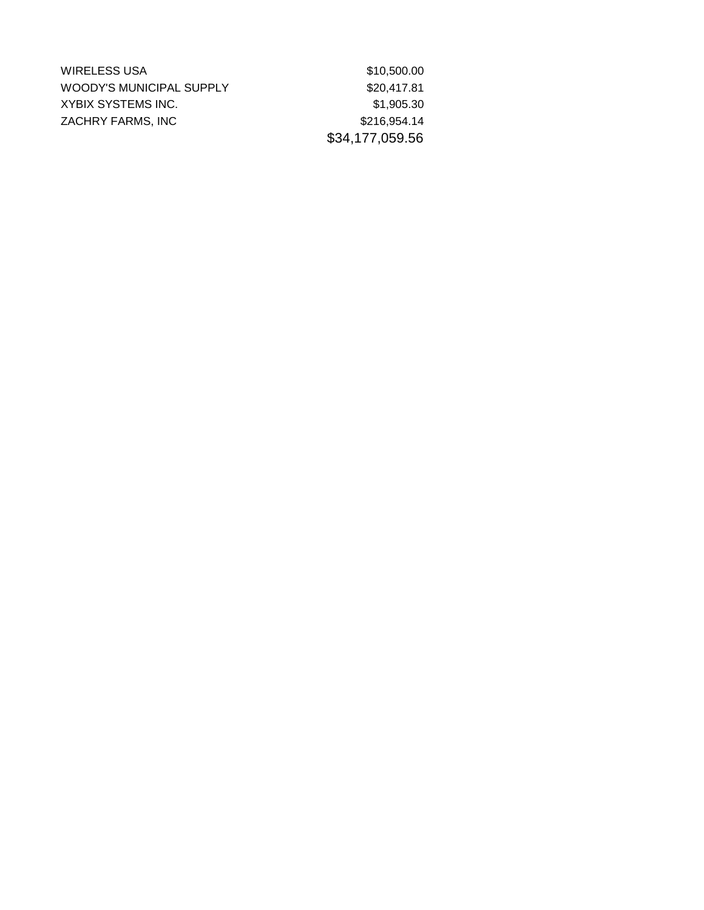| | |
|---|---|
| WIRELESS USA | $10,500.00 |
| WOODY'S MUNICIPAL SUPPLY | $20,417.81 |
| XYBIX SYSTEMS INC. | $1,905.30 |
| ZACHRY FARMS, INC | $216,954.14 |
| | $34,177,059.56 |